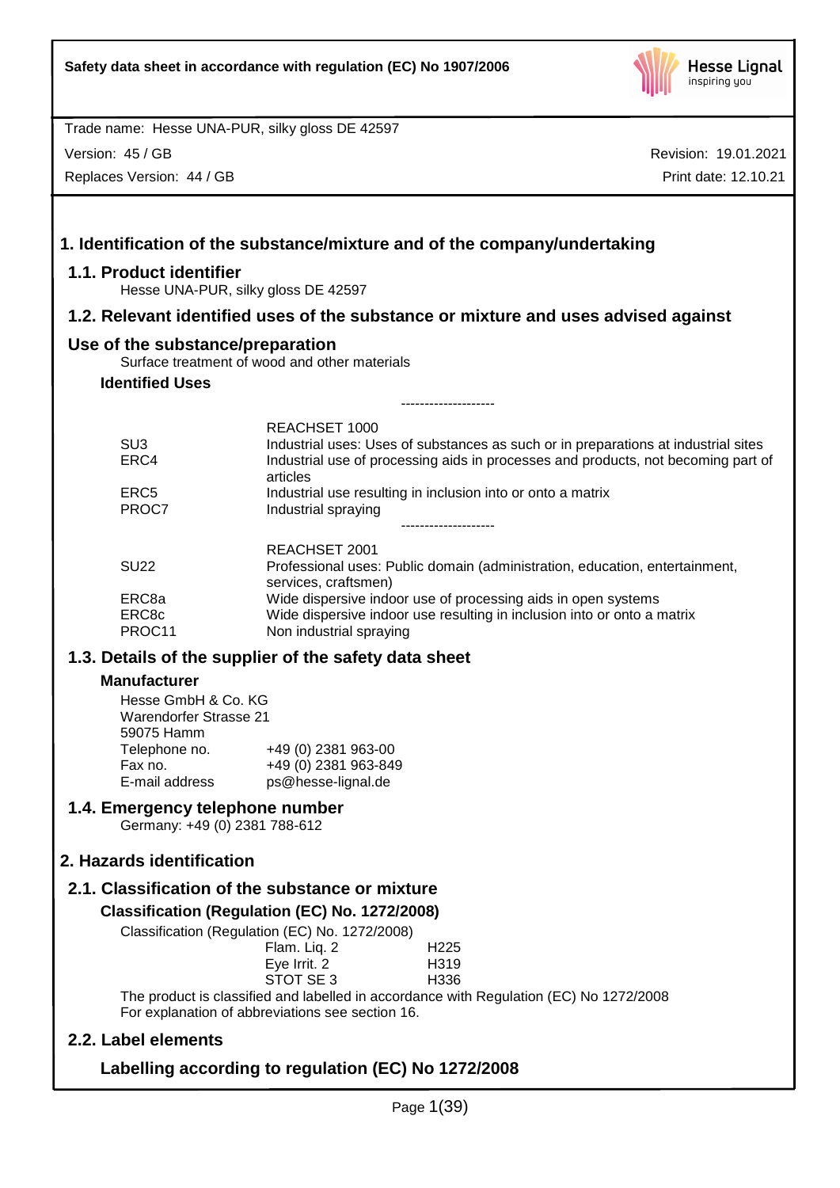Safety data sheet in accordance with regulation (EC) No 1907/2006

Trade name: Hesse UNA-PUR, silky gloss DE 42597

Version: 45 / GB
Replaces Version: 44 / GB

Revision: 19.01.2021
Print date: 12.10.21

# 1. Identification of the substance/mixture and of the company/undertaking

## 1.1. Product identifier

Hesse UNA-PUR, silky gloss DE 42597

## 1.2. Relevant identified uses of the substance or mixture and uses advised against

## Use of the substance/preparation

Surface treatment of wood and other materials

### Identified Uses

--------------------

| | REACHSET 1000 |
|---|---|
| SU3 | Industrial uses: Uses of substances as such or in preparations at industrial sites |
| ERC4 | Industrial use of processing aids in processes and products, not becoming part of articles |
| ERC5 | Industrial use resulting in inclusion into or onto a matrix |
| PROC7 | Industrial spraying |

--------------------

| | REACHSET 2001 |
|---|---|
| SU22 | Professional uses: Public domain (administration, education, entertainment, services, craftsmen) |
| ERC8a | Wide dispersive indoor use of processing aids in open systems |
| ERC8c | Wide dispersive indoor use resulting in inclusion into or onto a matrix |
| PROC11 | Non industrial spraying |

## 1.3. Details of the supplier of the safety data sheet

### Manufacturer

Hesse GmbH & Co. KG
Warendorfer Strasse 21
59075 Hamm

| | |
|---|---|
| Telephone no. | +49 (0) 2381 963-00 |
| Fax no. | +49 (0) 2381 963-849 |
| E-mail address | ps@hesse-lignal.de |

## 1.4. Emergency telephone number

Germany: +49 (0) 2381 788-612

# 2. Hazards identification

## 2.1. Classification of the substance or mixture

### Classification (Regulation (EC) No. 1272/2008)

Classification (Regulation (EC) No. 1272/2008)

| | |
|---|---|
| Flam. Liq. 2 | H225 |
| Eye Irrit. 2 | H319 |
| STOT SE 3 | H336 |

The product is classified and labelled in accordance with Regulation (EC) No 1272/2008
For explanation of abbreviations see section 16.

## 2.2. Label elements

### Labelling according to regulation (EC) No 1272/2008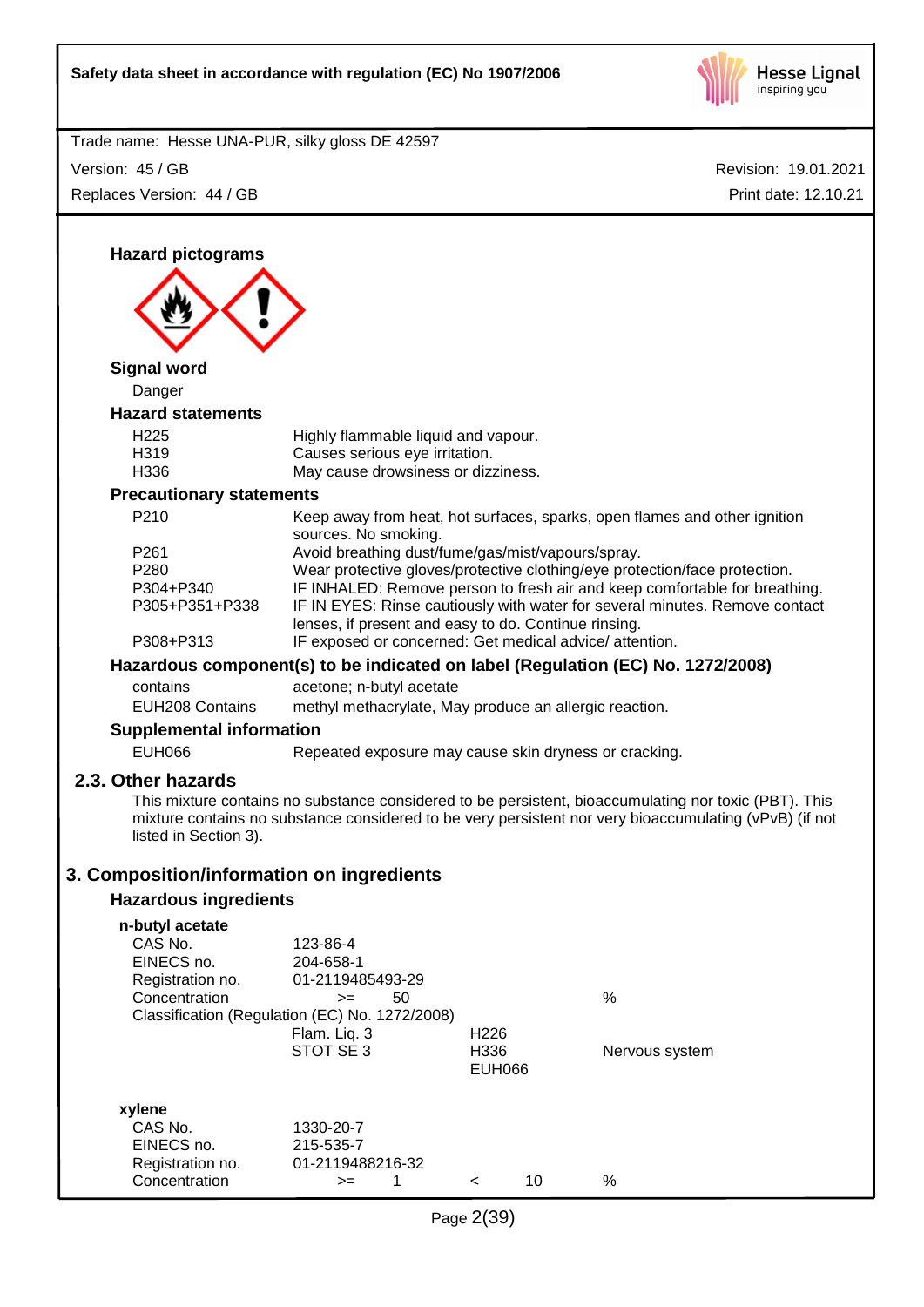### Hazard pictograms

### Signal word

Danger

### Hazard statements

| | |
|---|---|
| H225 | Highly flammable liquid and vapour. |
| H319 | Causes serious eye irritation. |
| H336 | May cause drowsiness or dizziness. |

### Precautionary statements

| | |
|---|---|
| P210 | Keep away from heat, hot surfaces, sparks, open flames and other ignition sources. No smoking. |
| P261 | Avoid breathing dust/fume/gas/mist/vapours/spray. |
| P280 | Wear protective gloves/protective clothing/eye protection/face protection. |
| P304+P340 | IF INHALED: Remove person to fresh air and keep comfortable for breathing. |
| P305+P351+P338 | IF IN EYES: Rinse cautiously with water for several minutes. Remove contact lenses, if present and easy to do. Continue rinsing. |
| P308+P313 | IF exposed or concerned: Get medical advice/ attention. |

### Hazardous component(s) to be indicated on label (Regulation (EC) No. 1272/2008)

| | |
|---|---|
| contains | acetone; n-butyl acetate |
| EUH208 Contains | methyl methacrylate, May produce an allergic reaction. |

### Supplemental information

| | |
|---|---|
| EUH066 | Repeated exposure may cause skin dryness or cracking. |

## 2.3. Other hazards

This mixture contains no substance considered to be persistent, bioaccumulating nor toxic (PBT). This mixture contains no substance considered to be very persistent nor very bioaccumulating (vPvB) (if not listed in Section 3).

# 3. Composition/information on ingredients

### Hazardous ingredients

**n-butyl acetate**

| | | | |
|---|---|---|---|
| CAS No. | 123-86-4 | | |
| EINECS no. | 204-658-1 | | |
| Registration no. | 01-2119485493-29 | | |
| Concentration | >= 50 | | % |
| Classification (Regulation (EC) No. 1272/2008) | | | |
| | Flam. Liq. 3 | H226 | |
| | STOT SE 3 | H336 | Nervous system |
| | | EUH066 | |

**xylene**

| | | | |
|---|---|---|---|
| CAS No. | 1330-20-7 | | |
| EINECS no. | 215-535-7 | | |
| Registration no. | 01-2119488216-32 | | |
| Concentration | >= 1 | < 10 | % |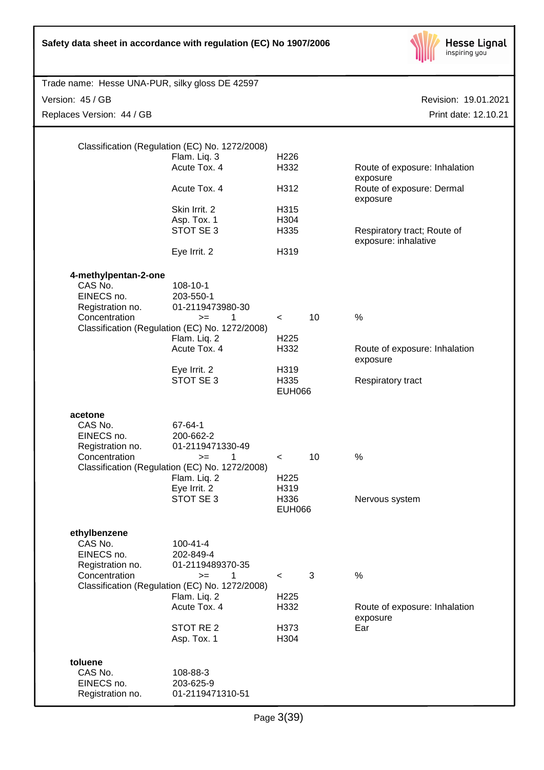Classification (Regulation (EC) No. 1272/2008)

| | | |
|---|---|---|
| Flam. Liq. 3 | H226 | |
| Acute Tox. 4 | H332 | Route of exposure: Inhalation exposure |
| Acute Tox. 4 | H312 | Route of exposure: Dermal exposure |
| Skin Irrit. 2 | H315 | |
| Asp. Tox. 1 | H304 | |
| STOT SE 3 | H335 | Respiratory tract; Route of exposure: inhalative |
| Eye Irrit. 2 | H319 | |

**4-methylpentan-2-one**

| | | | | |
|---|---|---|---|---|
| CAS No. | 108-10-1 | | | |
| EINECS no. | 203-550-1 | | | |
| Registration no. | 01-2119473980-30 | | | |
| Concentration | >= 1 | < | 10 | % |

Classification (Regulation (EC) No. 1272/2008)

| | | |
|---|---|---|
| Flam. Liq. 2 | H225 | |
| Acute Tox. 4 | H332 | Route of exposure: Inhalation exposure |
| Eye Irrit. 2 | H319 | |
| STOT SE 3 | H335 | Respiratory tract |
| | EUH066 | |

**acetone**

| | | | | |
|---|---|---|---|---|
| CAS No. | 67-64-1 | | | |
| EINECS no. | 200-662-2 | | | |
| Registration no. | 01-2119471330-49 | | | |
| Concentration | >= 1 | < | 10 | % |

Classification (Regulation (EC) No. 1272/2008)

| | | |
|---|---|---|
| Flam. Liq. 2 | H225 | |
| Eye Irrit. 2 | H319 | |
| STOT SE 3 | H336 | Nervous system |
| | EUH066 | |

**ethylbenzene**

| | | | | |
|---|---|---|---|---|
| CAS No. | 100-41-4 | | | |
| EINECS no. | 202-849-4 | | | |
| Registration no. | 01-2119489370-35 | | | |
| Concentration | >= 1 | < | 3 | % |

Classification (Regulation (EC) No. 1272/2008)

| | | |
|---|---|---|
| Flam. Liq. 2 | H225 | |
| Acute Tox. 4 | H332 | Route of exposure: Inhalation exposure |
| STOT RE 2 | H373 | Ear |
| Asp. Tox. 1 | H304 | |

**toluene**

| | |
|---|---|
| CAS No. | 108-88-3 |
| EINECS no. | 203-625-9 |
| Registration no. | 01-2119471310-51 |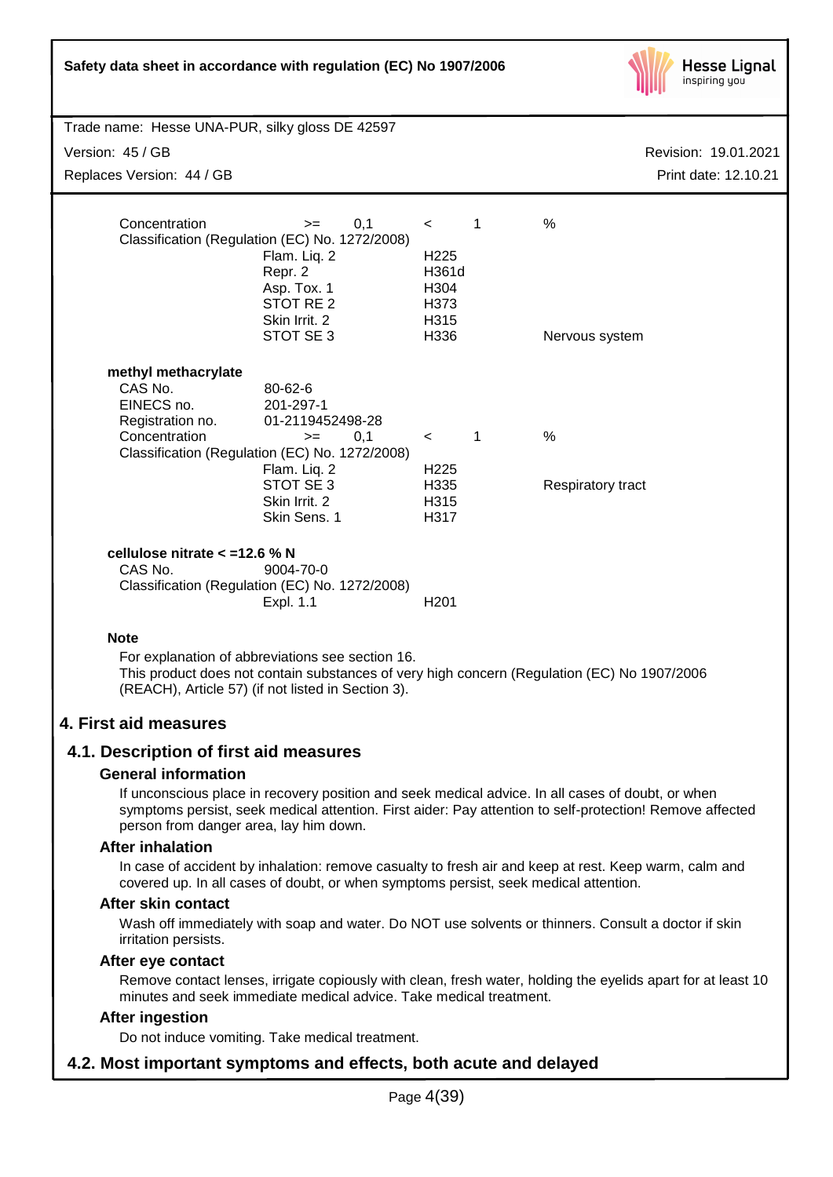| | | | | |
|---|---|---|---|---|
| Concentration | >= 0,1 | < 1 | % | |
| Classification (Regulation (EC) No. 1272/2008) | | | | |
| | Flam. Liq. 2 | H225 | | |
| | Repr. 2 | H361d | | |
| | Asp. Tox. 1 | H304 | | |
| | STOT RE 2 | H373 | | |
| | Skin Irrit. 2 | H315 | | |
| | STOT SE 3 | H336 | Nervous system | |

**methyl methacrylate**

| | | | |
|---|---|---|---|
| CAS No. | 80-62-6 | | |
| EINECS no. | 201-297-1 | | |
| Registration no. | 01-2119452498-28 | | |
| Concentration | >= 0,1 | < 1 | % |
| Classification (Regulation (EC) No. 1272/2008) | | | |
| | Flam. Liq. 2 | H225 | |
| | STOT SE 3 | H335 | Respiratory tract |
| | Skin Irrit. 2 | H315 | |
| | Skin Sens. 1 | H317 | |

**cellulose nitrate < =12.6 % N**

| | | |
|---|---|---|
| CAS No. | 9004-70-0 | |
| Classification (Regulation (EC) No. 1272/2008) | | |
| | Expl. 1.1 | H201 |

**Note**

For explanation of abbreviations see section 16.
This product does not contain substances of very high concern (Regulation (EC) No 1907/2006 (REACH), Article 57) (if not listed in Section 3).

## 4. First aid measures

### 4.1. Description of first aid measures

**General information**

If unconscious place in recovery position and seek medical advice. In all cases of doubt, or when symptoms persist, seek medical attention. First aider: Pay attention to self-protection! Remove affected person from danger area, lay him down.

**After inhalation**

In case of accident by inhalation: remove casualty to fresh air and keep at rest. Keep warm, calm and covered up. In all cases of doubt, or when symptoms persist, seek medical attention.

**After skin contact**

Wash off immediately with soap and water. Do NOT use solvents or thinners. Consult a doctor if skin irritation persists.

**After eye contact**

Remove contact lenses, irrigate copiously with clean, fresh water, holding the eyelids apart for at least 10 minutes and seek immediate medical advice. Take medical treatment.

**After ingestion**

Do not induce vomiting. Take medical treatment.

### 4.2. Most important symptoms and effects, both acute and delayed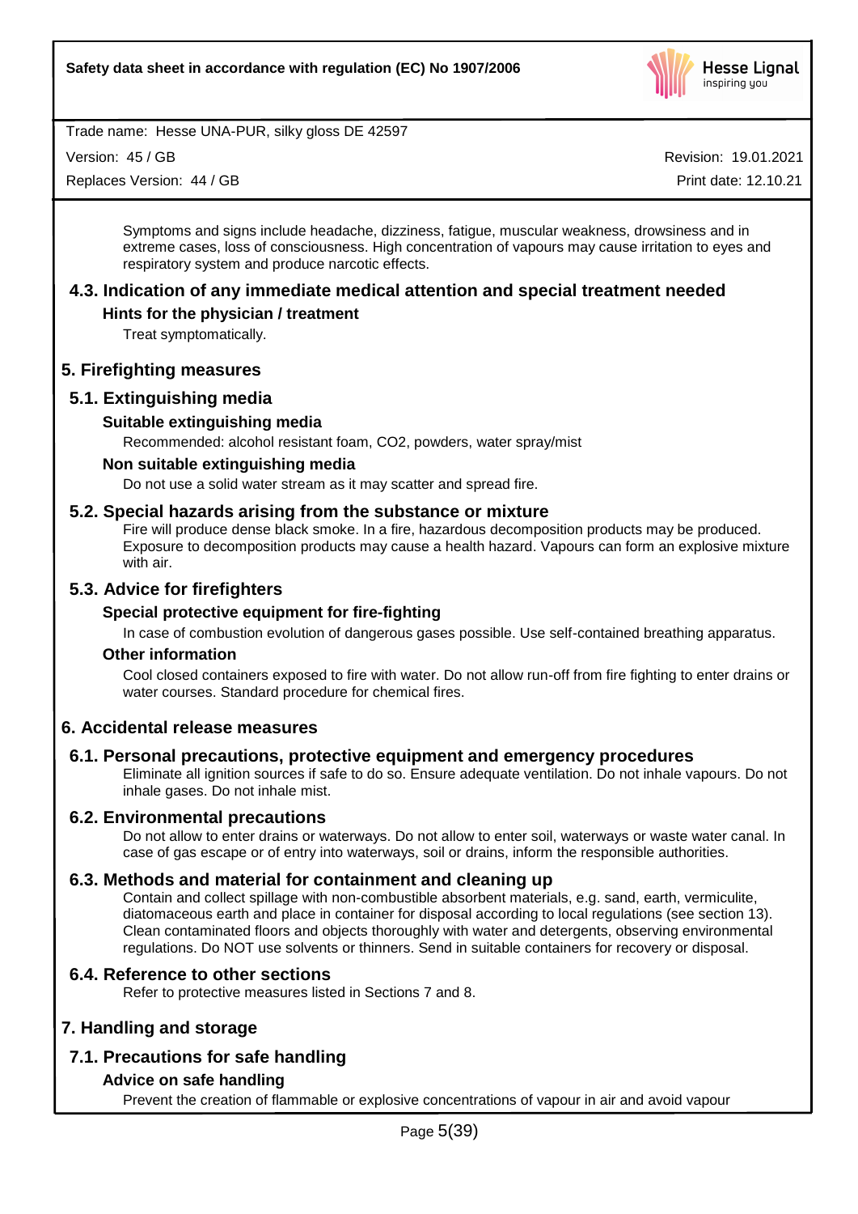Symptoms and signs include headache, dizziness, fatigue, muscular weakness, drowsiness and in extreme cases, loss of consciousness. High concentration of vapours may cause irritation to eyes and respiratory system and produce narcotic effects.

### 4.3. Indication of any immediate medical attention and special treatment needed

#### Hints for the physician / treatment

Treat symptomatically.

## 5. Firefighting measures

### 5.1. Extinguishing media

#### Suitable extinguishing media

Recommended: alcohol resistant foam, $CO_2$, powders, water spray/mist

#### Non suitable extinguishing media

Do not use a solid water stream as it may scatter and spread fire.

### 5.2. Special hazards arising from the substance or mixture

Fire will produce dense black smoke. In a fire, hazardous decomposition products may be produced. Exposure to decomposition products may cause a health hazard. Vapours can form an explosive mixture with air.

### 5.3. Advice for firefighters

#### Special protective equipment for fire-fighting

In case of combustion evolution of dangerous gases possible. Use self-contained breathing apparatus.

#### Other information

Cool closed containers exposed to fire with water. Do not allow run-off from fire fighting to enter drains or water courses. Standard procedure for chemical fires.

## 6. Accidental release measures

### 6.1. Personal precautions, protective equipment and emergency procedures

Eliminate all ignition sources if safe to do so. Ensure adequate ventilation. Do not inhale vapours. Do not inhale gases. Do not inhale mist.

### 6.2. Environmental precautions

Do not allow to enter drains or waterways. Do not allow to enter soil, waterways or waste water canal. In case of gas escape or of entry into waterways, soil or drains, inform the responsible authorities.

### 6.3. Methods and material for containment and cleaning up

Contain and collect spillage with non-combustible absorbent materials, e.g. sand, earth, vermiculite, diatomaceous earth and place in container for disposal according to local regulations (see section 13). Clean contaminated floors and objects thoroughly with water and detergents, observing environmental regulations. Do NOT use solvents or thinners. Send in suitable containers for recovery or disposal.

### 6.4. Reference to other sections

Refer to protective measures listed in Sections 7 and 8.

## 7. Handling and storage

### 7.1. Precautions for safe handling

#### Advice on safe handling

Prevent the creation of flammable or explosive concentrations of vapour in air and avoid vapour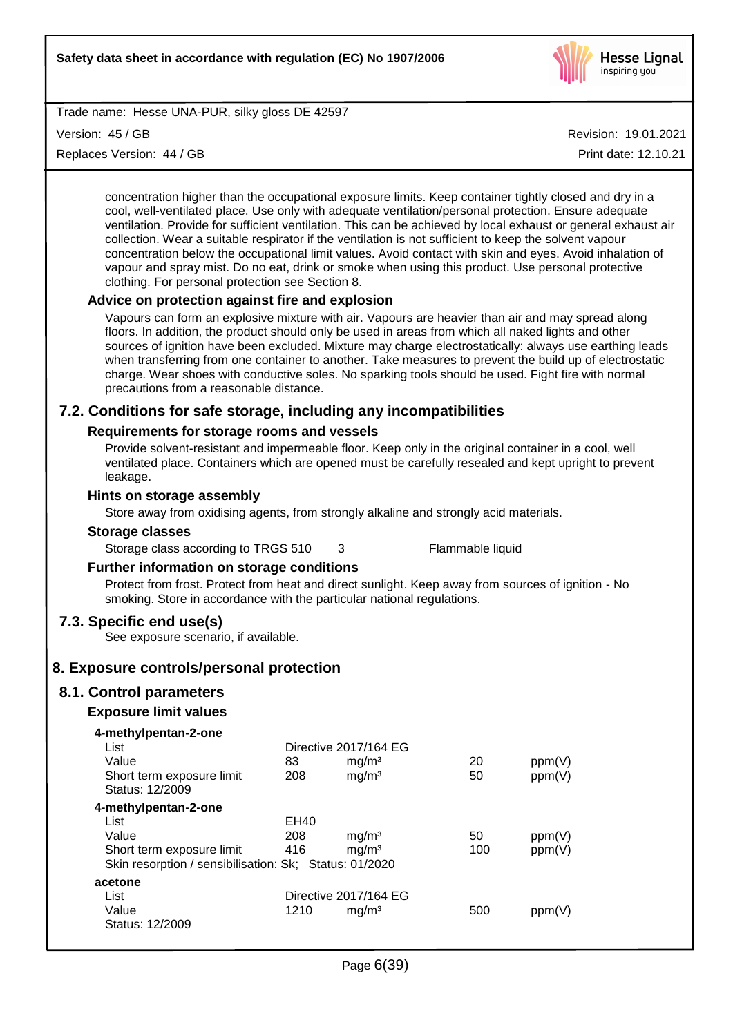concentration higher than the occupational exposure limits. Keep container tightly closed and dry in a cool, well-ventilated place. Use only with adequate ventilation/personal protection. Ensure adequate ventilation. Provide for sufficient ventilation. This can be achieved by local exhaust or general exhaust air collection. Wear a suitable respirator if the ventilation is not sufficient to keep the solvent vapour concentration below the occupational limit values. Avoid contact with skin and eyes. Avoid inhalation of vapour and spray mist. Do no eat, drink or smoke when using this product. Use personal protective clothing. For personal protection see Section 8.

### Advice on protection against fire and explosion

Vapours can form an explosive mixture with air. Vapours are heavier than air and may spread along floors. In addition, the product should only be used in areas from which all naked lights and other sources of ignition have been excluded. Mixture may charge electrostatically: always use earthing leads when transferring from one container to another. Take measures to prevent the build up of electrostatic charge. Wear shoes with conductive soles. No sparking tools should be used. Fight fire with normal precautions from a reasonable distance.

## 7.2. Conditions for safe storage, including any incompatibilities

### Requirements for storage rooms and vessels

Provide solvent-resistant and impermeable floor. Keep only in the original container in a cool, well ventilated place. Containers which are opened must be carefully resealed and kept upright to prevent leakage.

### Hints on storage assembly

Store away from oxidising agents, from strongly alkaline and strongly acid materials.

### Storage classes

| Storage class according to TRGS 510 | 3 | Flammable liquid |
|---|---|---|

### Further information on storage conditions

Protect from frost. Protect from heat and direct sunlight. Keep away from sources of ignition - No smoking. Store in accordance with the particular national regulations.

## 7.3. Specific end use(s)

See exposure scenario, if available.

# 8. Exposure controls/personal protection

## 8.1. Control parameters

### Exposure limit values

**4-methylpentan-2-one**

| | | | | |
|---|---|---|---|---|
| List | Directive 2017/164 EG | | | |
| Value | 83 | mg/m³ | 20 | ppm(V) |
| Short term exposure limit | 208 | mg/m³ | 50 | ppm(V) |
| Status: 12/2009 | | | | |

**4-methylpentan-2-one**

| | | | | |
|---|---|---|---|---|
| List | EH40 | | | |
| Value | 208 | mg/m³ | 50 | ppm(V) |
| Short term exposure limit | 416 | mg/m³ | 100 | ppm(V) |
| Skin resorption / sensibilisation: Sk; Status: 01/2020 | | | | |

**acetone**

| | | | | |
|---|---|---|---|---|
| List | Directive 2017/164 EG | | | |
| Value | 1210 | mg/m³ | 500 | ppm(V) |
| Status: 12/2009 | | | | |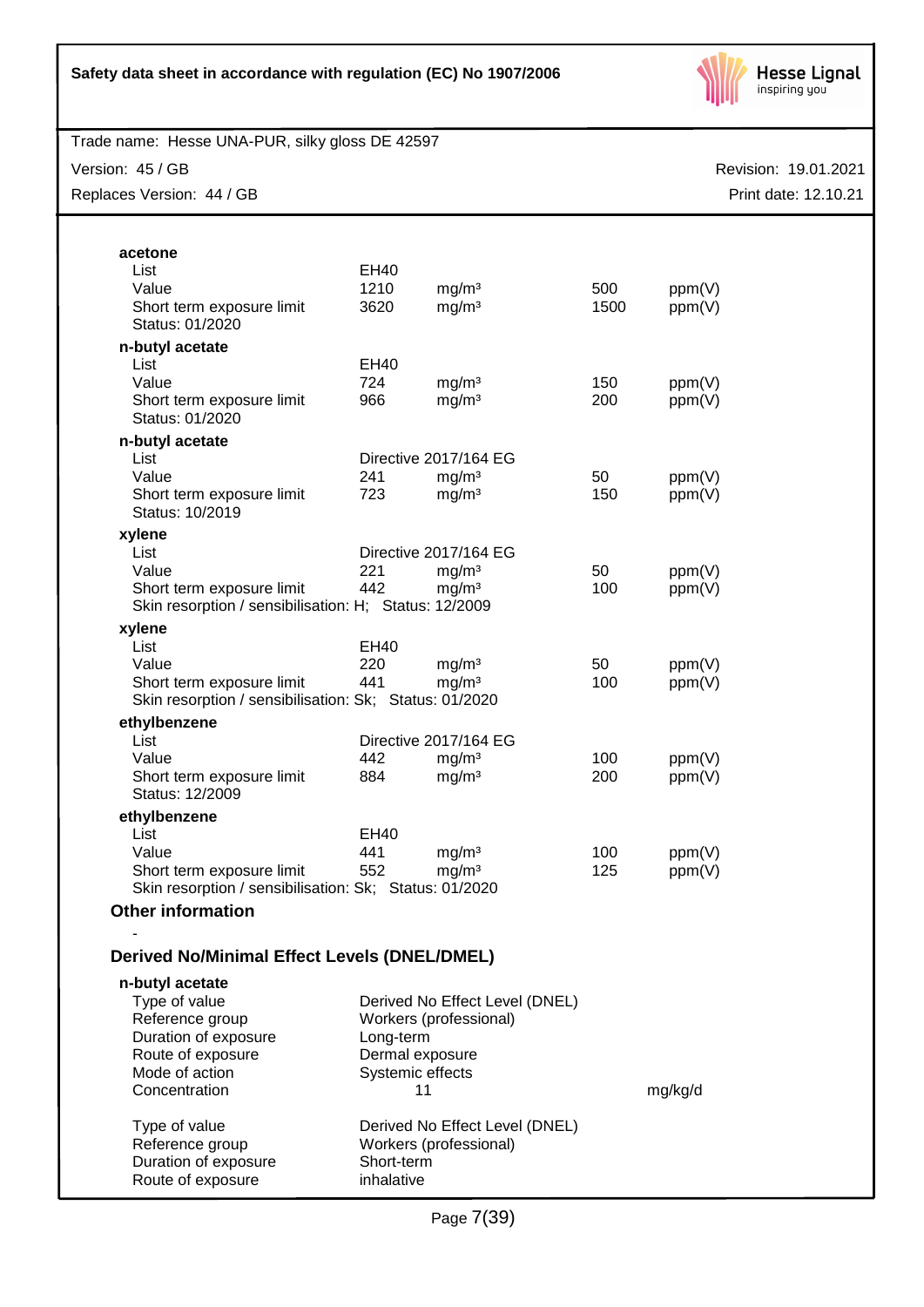**acetone**

| | | | | |
|---|---|---|---|---|
| List | EH40 | | | |
| Value | 1210 | mg/m³ | 500 | ppm(V) |
| Short term exposure limit | 3620 | mg/m³ | 1500 | ppm(V) |
| Status: 01/2020 | | | | |

**n-butyl acetate**

| | | | | |
|---|---|---|---|---|
| List | EH40 | | | |
| Value | 724 | mg/m³ | 150 | ppm(V) |
| Short term exposure limit | 966 | mg/m³ | 200 | ppm(V) |
| Status: 01/2020 | | | | |

**n-butyl acetate**

| | | | | |
|---|---|---|---|---|
| List | Directive 2017/164 EG | | | |
| Value | 241 | mg/m³ | 50 | ppm(V) |
| Short term exposure limit | 723 | mg/m³ | 150 | ppm(V) |
| Status: 10/2019 | | | | |

**xylene**

| | | | | |
|---|---|---|---|---|
| List | Directive 2017/164 EG | | | |
| Value | 221 | mg/m³ | 50 | ppm(V) |
| Short term exposure limit | 442 | mg/m³ | 100 | ppm(V) |

Skin resorption / sensibilisation: H; Status: 12/2009

**xylene**

| | | | | |
|---|---|---|---|---|
| List | EH40 | | | |
| Value | 220 | mg/m³ | 50 | ppm(V) |
| Short term exposure limit | 441 | mg/m³ | 100 | ppm(V) |

Skin resorption / sensibilisation: Sk; Status: 01/2020

**ethylbenzene**

| | | | | |
|---|---|---|---|---|
| List | Directive 2017/164 EG | | | |
| Value | 442 | mg/m³ | 100 | ppm(V) |
| Short term exposure limit | 884 | mg/m³ | 200 | ppm(V) |
| Status: 12/2009 | | | | |

**ethylbenzene**

| | | | | |
|---|---|---|---|---|
| List | EH40 | | | |
| Value | 441 | mg/m³ | 100 | ppm(V) |
| Short term exposure limit | 552 | mg/m³ | 125 | ppm(V) |

Skin resorption / sensibilisation: Sk; Status: 01/2020

### Other information

-

### Derived No/Minimal Effect Levels (DNEL/DMEL)

**n-butyl acetate**

| | | |
|---|---|---|
| Type of value | Derived No Effect Level (DNEL) | |
| Reference group | Workers (professional) | |
| Duration of exposure | Long-term | |
| Route of exposure | Dermal exposure | |
| Mode of action | Systemic effects | |
| Concentration | 11 | mg/kg/d |

| | |
|---|---|
| Type of value | Derived No Effect Level (DNEL) |
| Reference group | Workers (professional) |
| Duration of exposure | Short-term |
| Route of exposure | inhalative |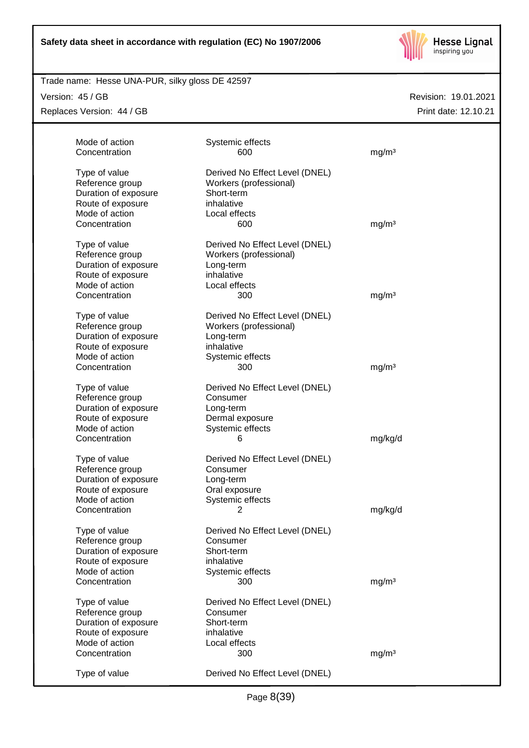Mode of action Systemic effects
Concentration 600 mg/m³

Type of value Derived No Effect Level (DNEL)
Reference group Workers (professional)
Duration of exposure Short-term
Route of exposure inhalative
Mode of action Local effects
Concentration 600 mg/m³

Type of value Derived No Effect Level (DNEL)
Reference group Workers (professional)
Duration of exposure Long-term
Route of exposure inhalative
Mode of action Local effects
Concentration 300 mg/m³

Type of value Derived No Effect Level (DNEL)
Reference group Workers (professional)
Duration of exposure Long-term
Route of exposure inhalative
Mode of action Systemic effects
Concentration 300 mg/m³

Type of value Derived No Effect Level (DNEL)
Reference group Consumer
Duration of exposure Long-term
Route of exposure Dermal exposure
Mode of action Systemic effects
Concentration 6 mg/kg/d

Type of value Derived No Effect Level (DNEL)
Reference group Consumer
Duration of exposure Long-term
Route of exposure Oral exposure
Mode of action Systemic effects
Concentration 2 mg/kg/d

Type of value Derived No Effect Level (DNEL)
Reference group Consumer
Duration of exposure Short-term
Route of exposure inhalative
Mode of action Systemic effects
Concentration 300 mg/m³

Type of value Derived No Effect Level (DNEL)
Reference group Consumer
Duration of exposure Short-term
Route of exposure inhalative
Mode of action Local effects
Concentration 300 mg/m³

Type of value Derived No Effect Level (DNEL)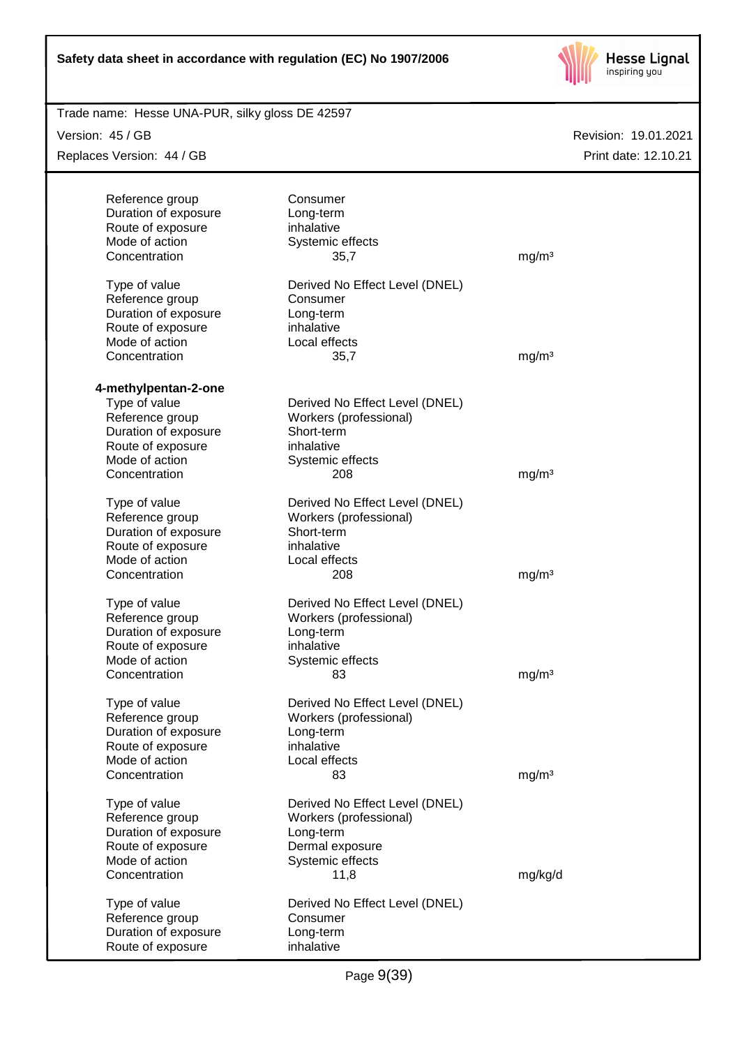| | | |
|---|---|---|
| Reference group | Consumer | |
| Duration of exposure | Long-term | |
| Route of exposure | inhalative | |
| Mode of action | Systemic effects | |
| Concentration | 35,7 | mg/m³ |

| | | |
|---|---|---|
| Type of value | Derived No Effect Level (DNEL) | |
| Reference group | Consumer | |
| Duration of exposure | Long-term | |
| Route of exposure | inhalative | |
| Mode of action | Local effects | |
| Concentration | 35,7 | mg/m³ |

**4-methylpentan-2-one**

| | | |
|---|---|---|
| Type of value | Derived No Effect Level (DNEL) | |
| Reference group | Workers (professional) | |
| Duration of exposure | Short-term | |
| Route of exposure | inhalative | |
| Mode of action | Systemic effects | |
| Concentration | 208 | mg/m³ |

| | | |
|---|---|---|
| Type of value | Derived No Effect Level (DNEL) | |
| Reference group | Workers (professional) | |
| Duration of exposure | Short-term | |
| Route of exposure | inhalative | |
| Mode of action | Local effects | |
| Concentration | 208 | mg/m³ |

| | | |
|---|---|---|
| Type of value | Derived No Effect Level (DNEL) | |
| Reference group | Workers (professional) | |
| Duration of exposure | Long-term | |
| Route of exposure | inhalative | |
| Mode of action | Systemic effects | |
| Concentration | 83 | mg/m³ |

| | | |
|---|---|---|
| Type of value | Derived No Effect Level (DNEL) | |
| Reference group | Workers (professional) | |
| Duration of exposure | Long-term | |
| Route of exposure | inhalative | |
| Mode of action | Local effects | |
| Concentration | 83 | mg/m³ |

| | | |
|---|---|---|
| Type of value | Derived No Effect Level (DNEL) | |
| Reference group | Workers (professional) | |
| Duration of exposure | Long-term | |
| Route of exposure | Dermal exposure | |
| Mode of action | Systemic effects | |
| Concentration | 11,8 | mg/kg/d |

| | | |
|---|---|---|
| Type of value | Derived No Effect Level (DNEL) | |
| Reference group | Consumer | |
| Duration of exposure | Long-term | |
| Route of exposure | inhalative | |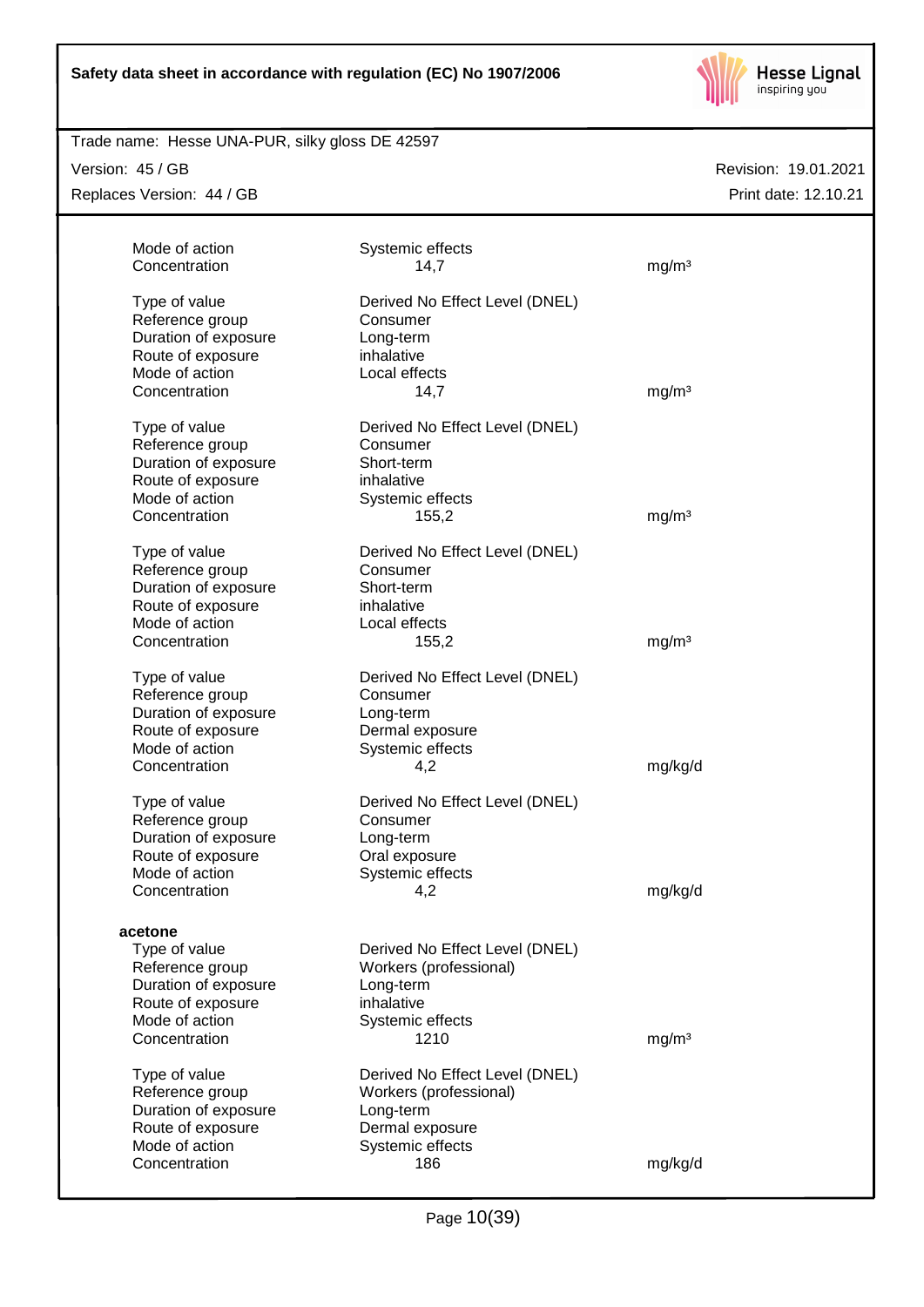| | | |
|---|---|---|
| Mode of action | Systemic effects | |
| Concentration | 14,7 | mg/m³ |
| | | |
| Type of value | Derived No Effect Level (DNEL) | |
| Reference group | Consumer | |
| Duration of exposure | Long-term | |
| Route of exposure | inhalative | |
| Mode of action | Local effects | |
| Concentration | 14,7 | mg/m³ |
| | | |
| Type of value | Derived No Effect Level (DNEL) | |
| Reference group | Consumer | |
| Duration of exposure | Short-term | |
| Route of exposure | inhalative | |
| Mode of action | Systemic effects | |
| Concentration | 155,2 | mg/m³ |
| | | |
| Type of value | Derived No Effect Level (DNEL) | |
| Reference group | Consumer | |
| Duration of exposure | Short-term | |
| Route of exposure | inhalative | |
| Mode of action | Local effects | |
| Concentration | 155,2 | mg/m³ |
| | | |
| Type of value | Derived No Effect Level (DNEL) | |
| Reference group | Consumer | |
| Duration of exposure | Long-term | |
| Route of exposure | Dermal exposure | |
| Mode of action | Systemic effects | |
| Concentration | 4,2 | mg/kg/d |
| | | |
| Type of value | Derived No Effect Level (DNEL) | |
| Reference group | Consumer | |
| Duration of exposure | Long-term | |
| Route of exposure | Oral exposure | |
| Mode of action | Systemic effects | |
| Concentration | 4,2 | mg/kg/d |

**acetone**

| | | |
|---|---|---|
| Type of value | Derived No Effect Level (DNEL) | |
| Reference group | Workers (professional) | |
| Duration of exposure | Long-term | |
| Route of exposure | inhalative | |
| Mode of action | Systemic effects | |
| Concentration | 1210 | mg/m³ |
| | | |
| Type of value | Derived No Effect Level (DNEL) | |
| Reference group | Workers (professional) | |
| Duration of exposure | Long-term | |
| Route of exposure | Dermal exposure | |
| Mode of action | Systemic effects | |
| Concentration | 186 | mg/kg/d |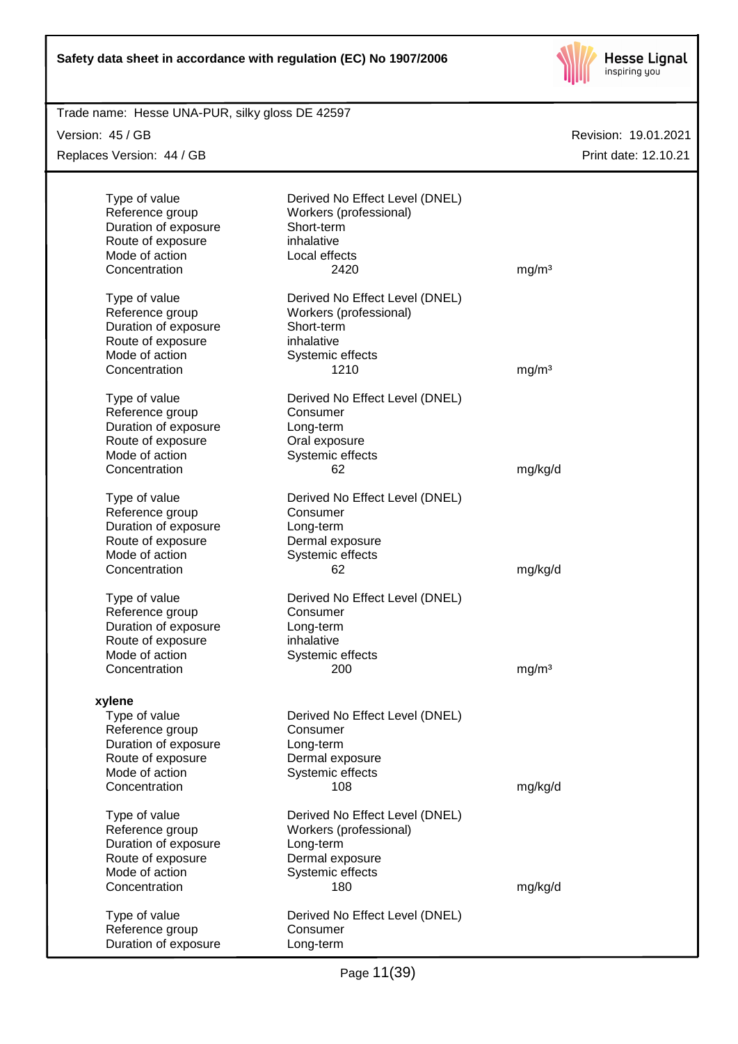| | | |
|---|---|---|
| Type of value | Derived No Effect Level (DNEL) | |
| Reference group | Workers (professional) | |
| Duration of exposure | Short-term | |
| Route of exposure | inhalative | |
| Mode of action | Local effects | |
| Concentration | 2420 | mg/m³ |

| | | |
|---|---|---|
| Type of value | Derived No Effect Level (DNEL) | |
| Reference group | Workers (professional) | |
| Duration of exposure | Short-term | |
| Route of exposure | inhalative | |
| Mode of action | Systemic effects | |
| Concentration | 1210 | mg/m³ |

| | | |
|---|---|---|
| Type of value | Derived No Effect Level (DNEL) | |
| Reference group | Consumer | |
| Duration of exposure | Long-term | |
| Route of exposure | Oral exposure | |
| Mode of action | Systemic effects | |
| Concentration | 62 | mg/kg/d |

| | | |
|---|---|---|
| Type of value | Derived No Effect Level (DNEL) | |
| Reference group | Consumer | |
| Duration of exposure | Long-term | |
| Route of exposure | Dermal exposure | |
| Mode of action | Systemic effects | |
| Concentration | 62 | mg/kg/d |

| | | |
|---|---|---|
| Type of value | Derived No Effect Level (DNEL) | |
| Reference group | Consumer | |
| Duration of exposure | Long-term | |
| Route of exposure | inhalative | |
| Mode of action | Systemic effects | |
| Concentration | 200 | mg/m³ |

**xylene**

| | | |
|---|---|---|
| Type of value | Derived No Effect Level (DNEL) | |
| Reference group | Consumer | |
| Duration of exposure | Long-term | |
| Route of exposure | Dermal exposure | |
| Mode of action | Systemic effects | |
| Concentration | 108 | mg/kg/d |

| | | |
|---|---|---|
| Type of value | Derived No Effect Level (DNEL) | |
| Reference group | Workers (professional) | |
| Duration of exposure | Long-term | |
| Route of exposure | Dermal exposure | |
| Mode of action | Systemic effects | |
| Concentration | 180 | mg/kg/d |

| | | |
|---|---|---|
| Type of value | Derived No Effect Level (DNEL) | |
| Reference group | Consumer | |
| Duration of exposure | Long-term | |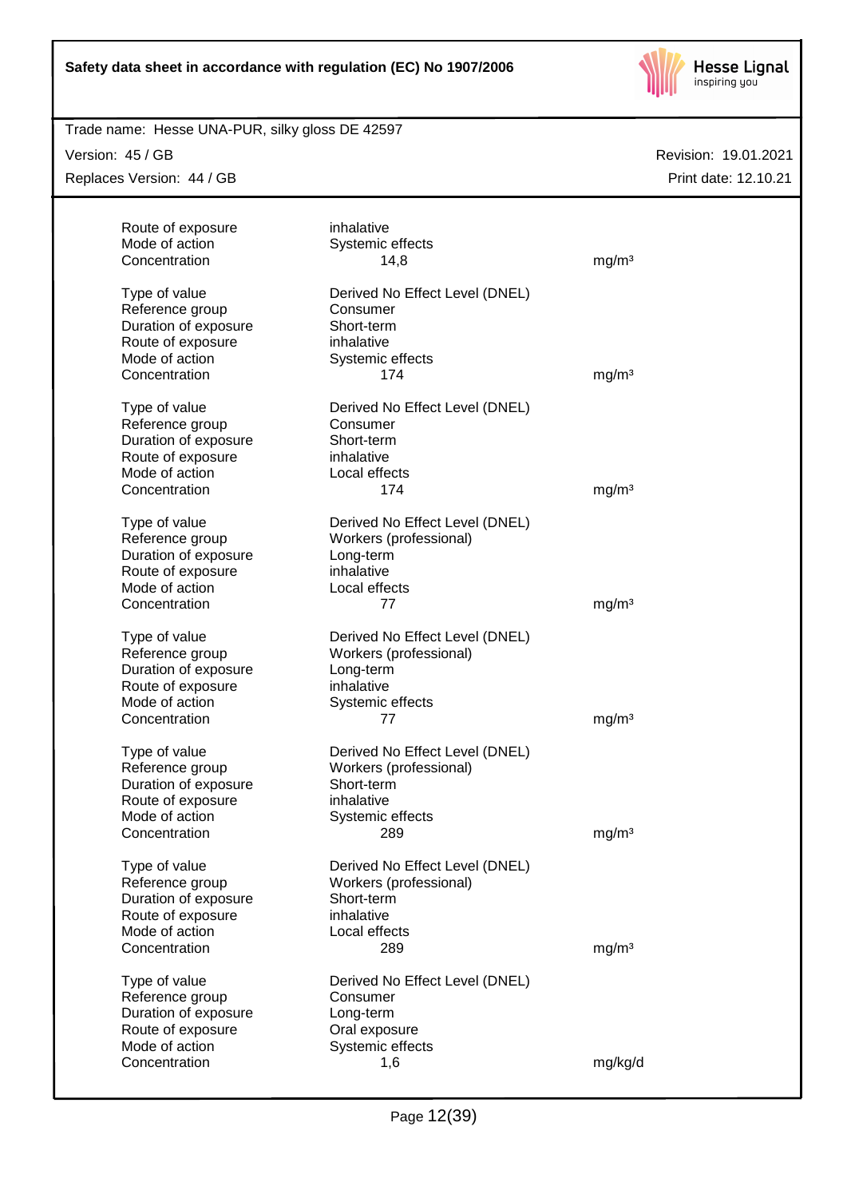| | | |
|---|---|---|
| Route of exposure | inhalative | |
| Mode of action | Systemic effects | |
| Concentration | 14,8 | mg/m³ |

| | | |
|---|---|---|
| Type of value | Derived No Effect Level (DNEL) | |
| Reference group | Consumer | |
| Duration of exposure | Short-term | |
| Route of exposure | inhalative | |
| Mode of action | Systemic effects | |
| Concentration | 174 | mg/m³ |

| | | |
|---|---|---|
| Type of value | Derived No Effect Level (DNEL) | |
| Reference group | Consumer | |
| Duration of exposure | Short-term | |
| Route of exposure | inhalative | |
| Mode of action | Local effects | |
| Concentration | 174 | mg/m³ |

| | | |
|---|---|---|
| Type of value | Derived No Effect Level (DNEL) | |
| Reference group | Workers (professional) | |
| Duration of exposure | Long-term | |
| Route of exposure | inhalative | |
| Mode of action | Local effects | |
| Concentration | 77 | mg/m³ |

| | | |
|---|---|---|
| Type of value | Derived No Effect Level (DNEL) | |
| Reference group | Workers (professional) | |
| Duration of exposure | Long-term | |
| Route of exposure | inhalative | |
| Mode of action | Systemic effects | |
| Concentration | 77 | mg/m³ |

| | | |
|---|---|---|
| Type of value | Derived No Effect Level (DNEL) | |
| Reference group | Workers (professional) | |
| Duration of exposure | Short-term | |
| Route of exposure | inhalative | |
| Mode of action | Systemic effects | |
| Concentration | 289 | mg/m³ |

| | | |
|---|---|---|
| Type of value | Derived No Effect Level (DNEL) | |
| Reference group | Workers (professional) | |
| Duration of exposure | Short-term | |
| Route of exposure | inhalative | |
| Mode of action | Local effects | |
| Concentration | 289 | mg/m³ |

| | | |
|---|---|---|
| Type of value | Derived No Effect Level (DNEL) | |
| Reference group | Consumer | |
| Duration of exposure | Long-term | |
| Route of exposure | Oral exposure | |
| Mode of action | Systemic effects | |
| Concentration | 1,6 | mg/kg/d |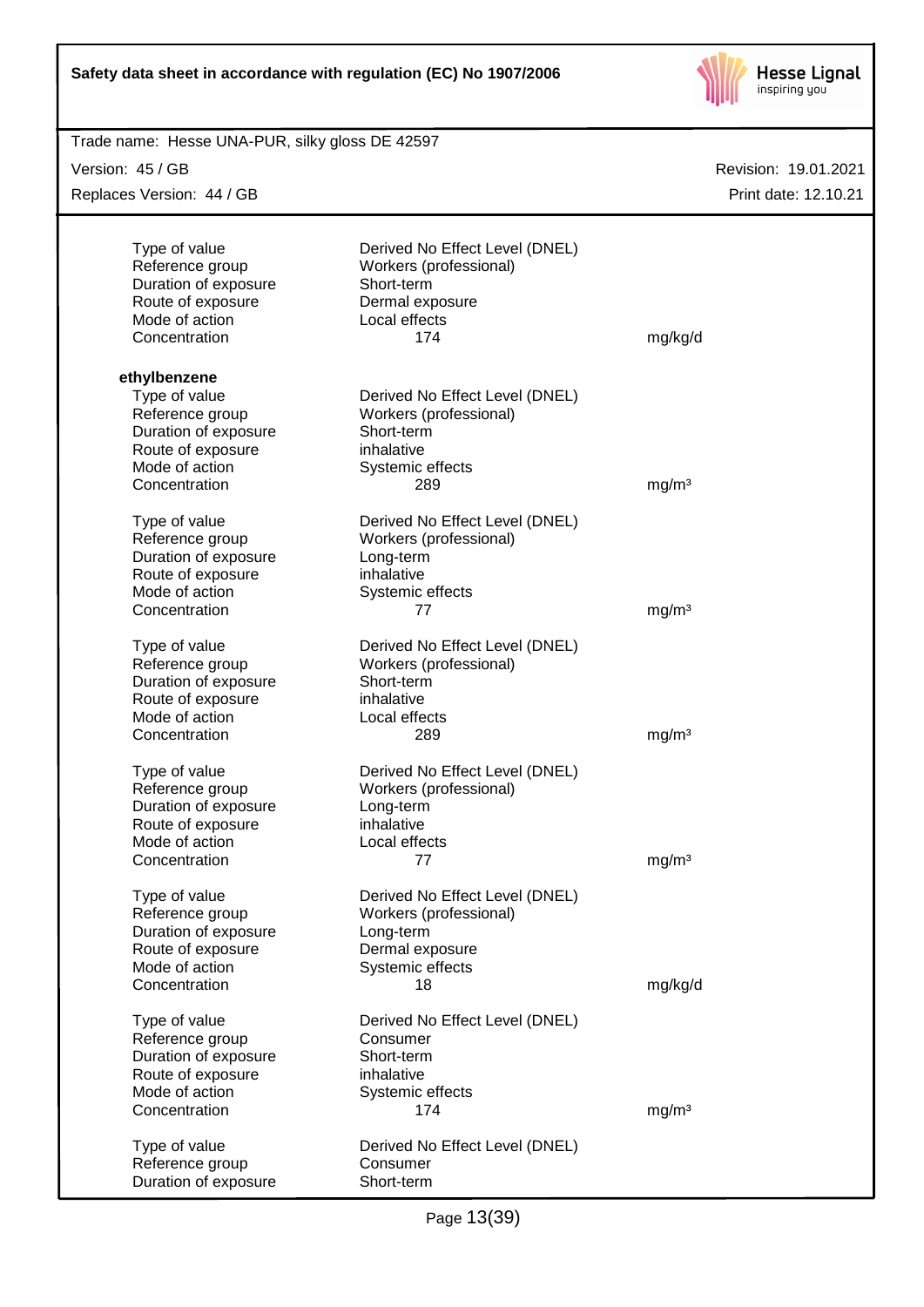| | | |
|---|---|---|
| Type of value | Derived No Effect Level (DNEL) | |
| Reference group | Workers (professional) | |
| Duration of exposure | Short-term | |
| Route of exposure | Dermal exposure | |
| Mode of action | Local effects | |
| Concentration | 174 | mg/kg/d |

**ethylbenzene**

| | | |
|---|---|---|
| Type of value | Derived No Effect Level (DNEL) | |
| Reference group | Workers (professional) | |
| Duration of exposure | Short-term | |
| Route of exposure | inhalative | |
| Mode of action | Systemic effects | |
| Concentration | 289 | mg/m³ |

| | | |
|---|---|---|
| Type of value | Derived No Effect Level (DNEL) | |
| Reference group | Workers (professional) | |
| Duration of exposure | Long-term | |
| Route of exposure | inhalative | |
| Mode of action | Systemic effects | |
| Concentration | 77 | mg/m³ |

| | | |
|---|---|---|
| Type of value | Derived No Effect Level (DNEL) | |
| Reference group | Workers (professional) | |
| Duration of exposure | Short-term | |
| Route of exposure | inhalative | |
| Mode of action | Local effects | |
| Concentration | 289 | mg/m³ |

| | | |
|---|---|---|
| Type of value | Derived No Effect Level (DNEL) | |
| Reference group | Workers (professional) | |
| Duration of exposure | Long-term | |
| Route of exposure | inhalative | |
| Mode of action | Local effects | |
| Concentration | 77 | mg/m³ |

| | | |
|---|---|---|
| Type of value | Derived No Effect Level (DNEL) | |
| Reference group | Workers (professional) | |
| Duration of exposure | Long-term | |
| Route of exposure | Dermal exposure | |
| Mode of action | Systemic effects | |
| Concentration | 18 | mg/kg/d |

| | | |
|---|---|---|
| Type of value | Derived No Effect Level (DNEL) | |
| Reference group | Consumer | |
| Duration of exposure | Short-term | |
| Route of exposure | inhalative | |
| Mode of action | Systemic effects | |
| Concentration | 174 | mg/m³ |

| | | |
|---|---|---|
| Type of value | Derived No Effect Level (DNEL) | |
| Reference group | Consumer | |
| Duration of exposure | Short-term | |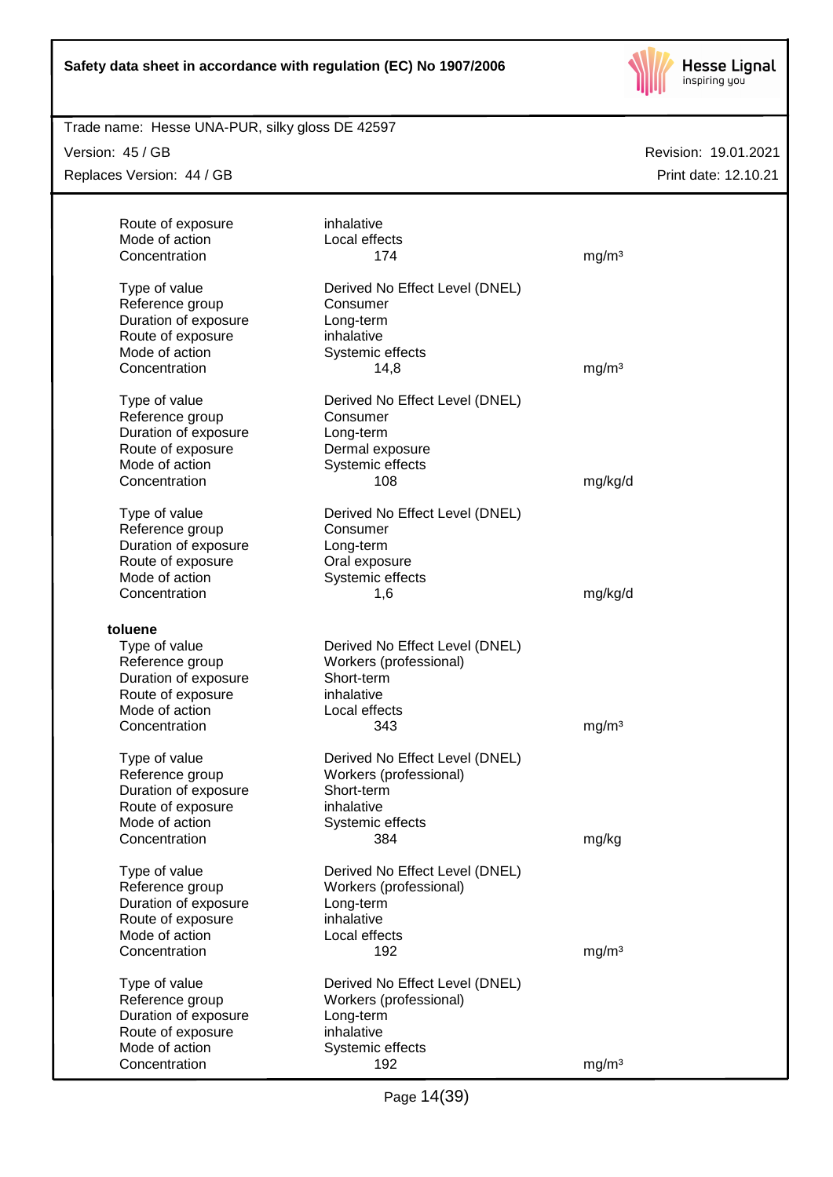| | | |
|---|---|---|
| Route of exposure | inhalative | |
| Mode of action | Local effects | |
| Concentration | 174 | $mg/m^3$ |
| | | |
| Type of value | Derived No Effect Level (DNEL) | |
| Reference group | Consumer | |
| Duration of exposure | Long-term | |
| Route of exposure | inhalative | |
| Mode of action | Systemic effects | |
| Concentration | 14,8 | $mg/m^3$ |
| | | |
| Type of value | Derived No Effect Level (DNEL) | |
| Reference group | Consumer | |
| Duration of exposure | Long-term | |
| Route of exposure | Dermal exposure | |
| Mode of action | Systemic effects | |
| Concentration | 108 | mg/kg/d |
| | | |
| Type of value | Derived No Effect Level (DNEL) | |
| Reference group | Consumer | |
| Duration of exposure | Long-term | |
| Route of exposure | Oral exposure | |
| Mode of action | Systemic effects | |
| Concentration | 1,6 | mg/kg/d |

**toluene**

| | | |
|---|---|---|
| Type of value | Derived No Effect Level (DNEL) | |
| Reference group | Workers (professional) | |
| Duration of exposure | Short-term | |
| Route of exposure | inhalative | |
| Mode of action | Local effects | |
| Concentration | 343 | $mg/m^3$ |
| | | |
| Type of value | Derived No Effect Level (DNEL) | |
| Reference group | Workers (professional) | |
| Duration of exposure | Short-term | |
| Route of exposure | inhalative | |
| Mode of action | Systemic effects | |
| Concentration | 384 | mg/kg |
| | | |
| Type of value | Derived No Effect Level (DNEL) | |
| Reference group | Workers (professional) | |
| Duration of exposure | Long-term | |
| Route of exposure | inhalative | |
| Mode of action | Local effects | |
| Concentration | 192 | $mg/m^3$ |
| | | |
| Type of value | Derived No Effect Level (DNEL) | |
| Reference group | Workers (professional) | |
| Duration of exposure | Long-term | |
| Route of exposure | inhalative | |
| Mode of action | Systemic effects | |
| Concentration | 192 | $mg/m^3$ |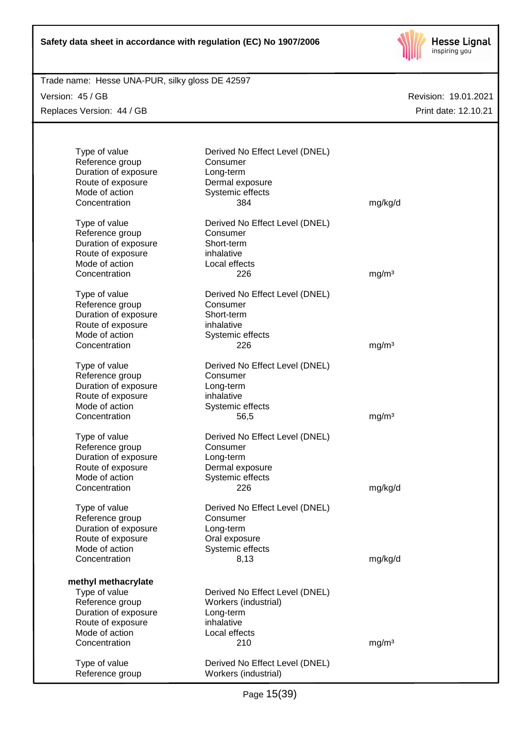| | | |
|---|---|---|
| Type of value | Derived No Effect Level (DNEL) | |
| Reference group | Consumer | |
| Duration of exposure | Long-term | |
| Route of exposure | Dermal exposure | |
| Mode of action | Systemic effects | |
| Concentration | 384 | mg/kg/d |

| | | |
|---|---|---|
| Type of value | Derived No Effect Level (DNEL) | |
| Reference group | Consumer | |
| Duration of exposure | Short-term | |
| Route of exposure | inhalative | |
| Mode of action | Local effects | |
| Concentration | 226 | mg/m³ |

| | | |
|---|---|---|
| Type of value | Derived No Effect Level (DNEL) | |
| Reference group | Consumer | |
| Duration of exposure | Short-term | |
| Route of exposure | inhalative | |
| Mode of action | Systemic effects | |
| Concentration | 226 | mg/m³ |

| | | |
|---|---|---|
| Type of value | Derived No Effect Level (DNEL) | |
| Reference group | Consumer | |
| Duration of exposure | Long-term | |
| Route of exposure | inhalative | |
| Mode of action | Systemic effects | |
| Concentration | 56,5 | mg/m³ |

| | | |
|---|---|---|
| Type of value | Derived No Effect Level (DNEL) | |
| Reference group | Consumer | |
| Duration of exposure | Long-term | |
| Route of exposure | Dermal exposure | |
| Mode of action | Systemic effects | |
| Concentration | 226 | mg/kg/d |

| | | |
|---|---|---|
| Type of value | Derived No Effect Level (DNEL) | |
| Reference group | Consumer | |
| Duration of exposure | Long-term | |
| Route of exposure | Oral exposure | |
| Mode of action | Systemic effects | |
| Concentration | 8,13 | mg/kg/d |

**methyl methacrylate**

| | | |
|---|---|---|
| Type of value | Derived No Effect Level (DNEL) | |
| Reference group | Workers (industrial) | |
| Duration of exposure | Long-term | |
| Route of exposure | inhalative | |
| Mode of action | Local effects | |
| Concentration | 210 | mg/m³ |

| | | |
|---|---|---|
| Type of value | Derived No Effect Level (DNEL) | |
| Reference group | Workers (industrial) | |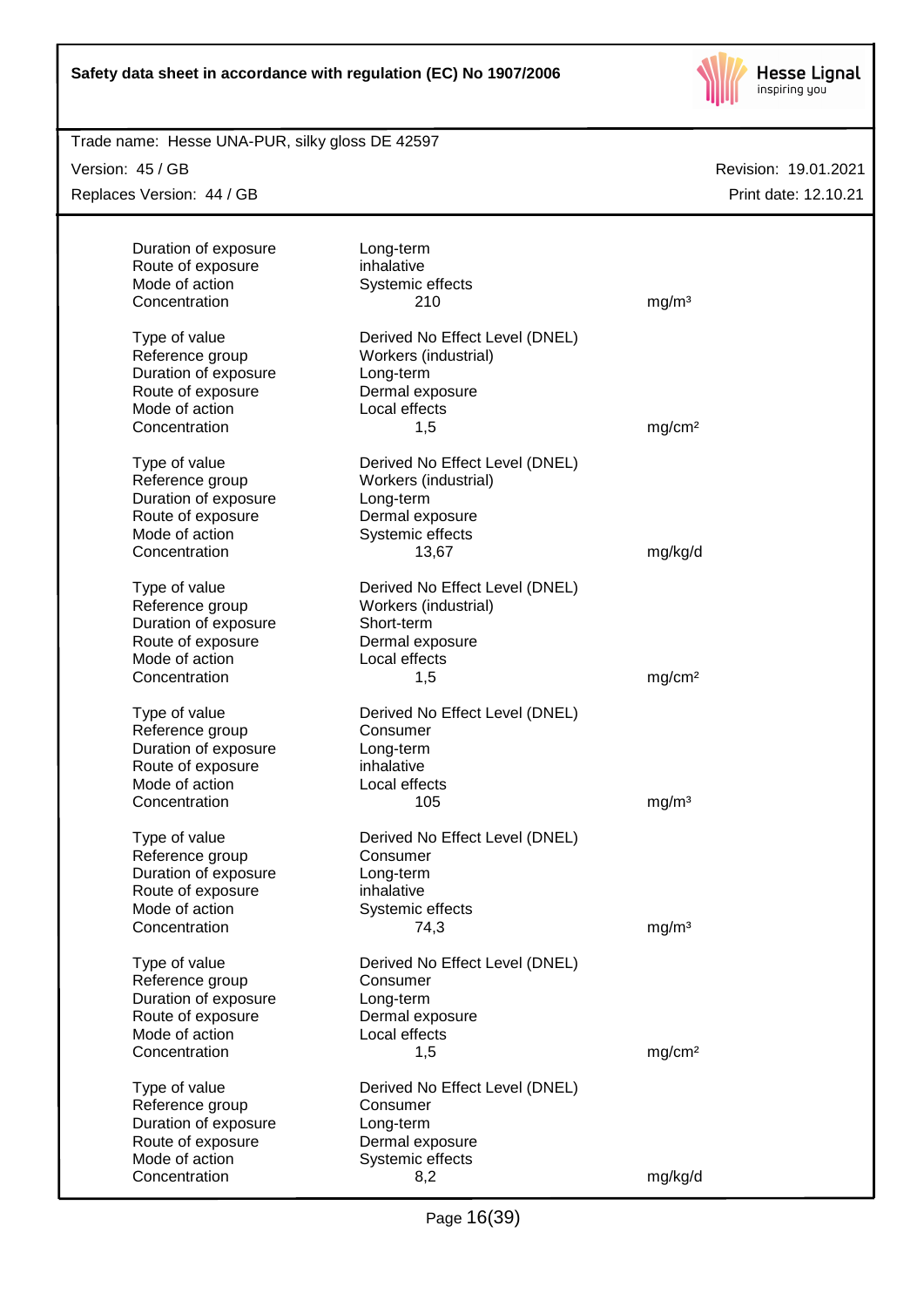| | | |
|---|---|---|
| Duration of exposure | Long-term | |
| Route of exposure | inhalative | |
| Mode of action | Systemic effects | |
| Concentration | 210 | mg/m³ |

| | | |
|---|---|---|
| Type of value | Derived No Effect Level (DNEL) | |
| Reference group | Workers (industrial) | |
| Duration of exposure | Long-term | |
| Route of exposure | Dermal exposure | |
| Mode of action | Local effects | |
| Concentration | 1,5 | mg/cm² |

| | | |
|---|---|---|
| Type of value | Derived No Effect Level (DNEL) | |
| Reference group | Workers (industrial) | |
| Duration of exposure | Long-term | |
| Route of exposure | Dermal exposure | |
| Mode of action | Systemic effects | |
| Concentration | 13,67 | mg/kg/d |

| | | |
|---|---|---|
| Type of value | Derived No Effect Level (DNEL) | |
| Reference group | Workers (industrial) | |
| Duration of exposure | Short-term | |
| Route of exposure | Dermal exposure | |
| Mode of action | Local effects | |
| Concentration | 1,5 | mg/cm² |

| | | |
|---|---|---|
| Type of value | Derived No Effect Level (DNEL) | |
| Reference group | Consumer | |
| Duration of exposure | Long-term | |
| Route of exposure | inhalative | |
| Mode of action | Local effects | |
| Concentration | 105 | mg/m³ |

| | | |
|---|---|---|
| Type of value | Derived No Effect Level (DNEL) | |
| Reference group | Consumer | |
| Duration of exposure | Long-term | |
| Route of exposure | inhalative | |
| Mode of action | Systemic effects | |
| Concentration | 74,3 | mg/m³ |

| | | |
|---|---|---|
| Type of value | Derived No Effect Level (DNEL) | |
| Reference group | Consumer | |
| Duration of exposure | Long-term | |
| Route of exposure | Dermal exposure | |
| Mode of action | Local effects | |
| Concentration | 1,5 | mg/cm² |

| | | |
|---|---|---|
| Type of value | Derived No Effect Level (DNEL) | |
| Reference group | Consumer | |
| Duration of exposure | Long-term | |
| Route of exposure | Dermal exposure | |
| Mode of action | Systemic effects | |
| Concentration | 8,2 | mg/kg/d |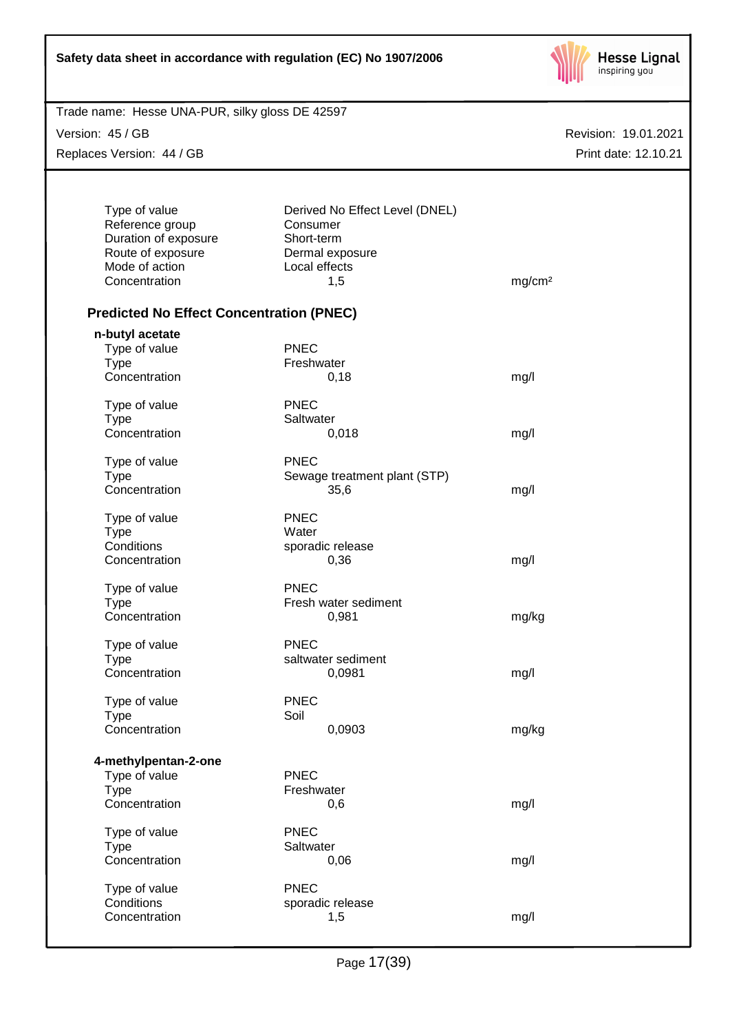| | | |
|---|---|---|
| Type of value | Derived No Effect Level (DNEL) | |
| Reference group | Consumer | |
| Duration of exposure | Short-term | |
| Route of exposure | Dermal exposure | |
| Mode of action | Local effects | |
| Concentration | 1,5 | mg/cm² |

### Predicted No Effect Concentration (PNEC)

**n-butyl acetate**

| | | |
|---|---|---|
| Type of value | PNEC | |
| Type | Freshwater | |
| Concentration | 0,18 | mg/l |

| | | |
|---|---|---|
| Type of value | PNEC | |
| Type | Saltwater | |
| Concentration | 0,018 | mg/l |

| | | |
|---|---|---|
| Type of value | PNEC | |
| Type | Sewage treatment plant (STP) | |
| Concentration | 35,6 | mg/l |

| | | |
|---|---|---|
| Type of value | PNEC | |
| Type | Water | |
| Conditions | sporadic release | |
| Concentration | 0,36 | mg/l |

| | | |
|---|---|---|
| Type of value | PNEC | |
| Type | Fresh water sediment | |
| Concentration | 0,981 | mg/kg |

| | | |
|---|---|---|
| Type of value | PNEC | |
| Type | saltwater sediment | |
| Concentration | 0,0981 | mg/l |

| | | |
|---|---|---|
| Type of value | PNEC | |
| Type | Soil | |
| Concentration | 0,0903 | mg/kg |

**4-methylpentan-2-one**

| | | |
|---|---|---|
| Type of value | PNEC | |
| Type | Freshwater | |
| Concentration | 0,6 | mg/l |

| | | |
|---|---|---|
| Type of value | PNEC | |
| Type | Saltwater | |
| Concentration | 0,06 | mg/l |

| | | |
|---|---|---|
| Type of value | PNEC | |
| Conditions | sporadic release | |
| Concentration | 1,5 | mg/l |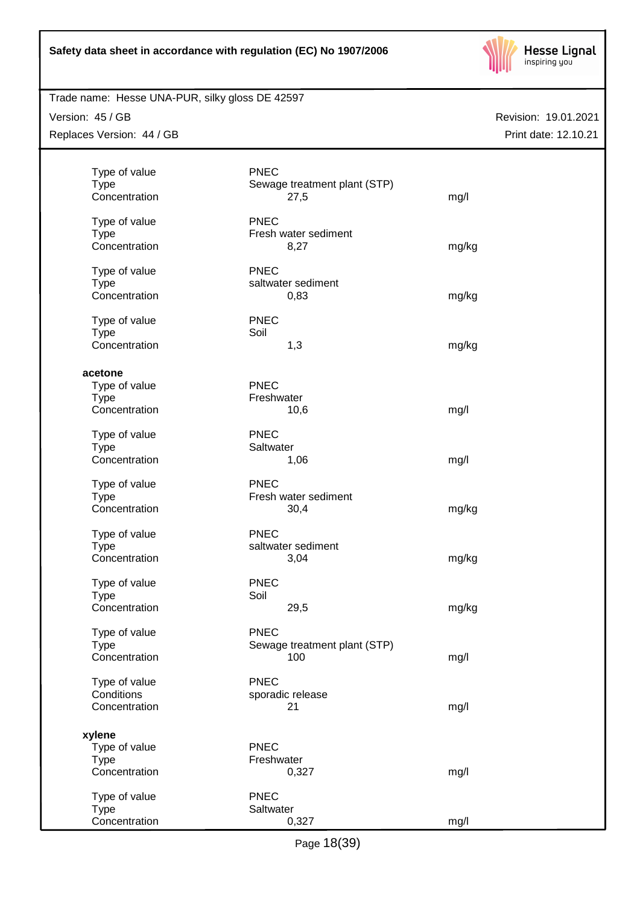| | | |
|---|---|---|
| Type of value | PNEC | |
| Type | Sewage treatment plant (STP) | |
| Concentration | 27,5 | mg/l |
| | | |
| Type of value | PNEC | |
| Type | Fresh water sediment | |
| Concentration | 8,27 | mg/kg |
| | | |
| Type of value | PNEC | |
| Type | saltwater sediment | |
| Concentration | 0,83 | mg/kg |
| | | |
| Type of value | PNEC | |
| Type | Soil | |
| Concentration | 1,3 | mg/kg |

**acetone**

| | | |
|---|---|---|
| Type of value | PNEC | |
| Type | Freshwater | |
| Concentration | 10,6 | mg/l |
| | | |
| Type of value | PNEC | |
| Type | Saltwater | |
| Concentration | 1,06 | mg/l |
| | | |
| Type of value | PNEC | |
| Type | Fresh water sediment | |
| Concentration | 30,4 | mg/kg |
| | | |
| Type of value | PNEC | |
| Type | saltwater sediment | |
| Concentration | 3,04 | mg/kg |
| | | |
| Type of value | PNEC | |
| Type | Soil | |
| Concentration | 29,5 | mg/kg |
| | | |
| Type of value | PNEC | |
| Type | Sewage treatment plant (STP) | |
| Concentration | 100 | mg/l |
| | | |
| Type of value | PNEC | |
| Conditions | sporadic release | |
| Concentration | 21 | mg/l |

**xylene**

| | | |
|---|---|---|
| Type of value | PNEC | |
| Type | Freshwater | |
| Concentration | 0,327 | mg/l |
| | | |
| Type of value | PNEC | |
| Type | Saltwater | |
| Concentration | 0,327 | mg/l |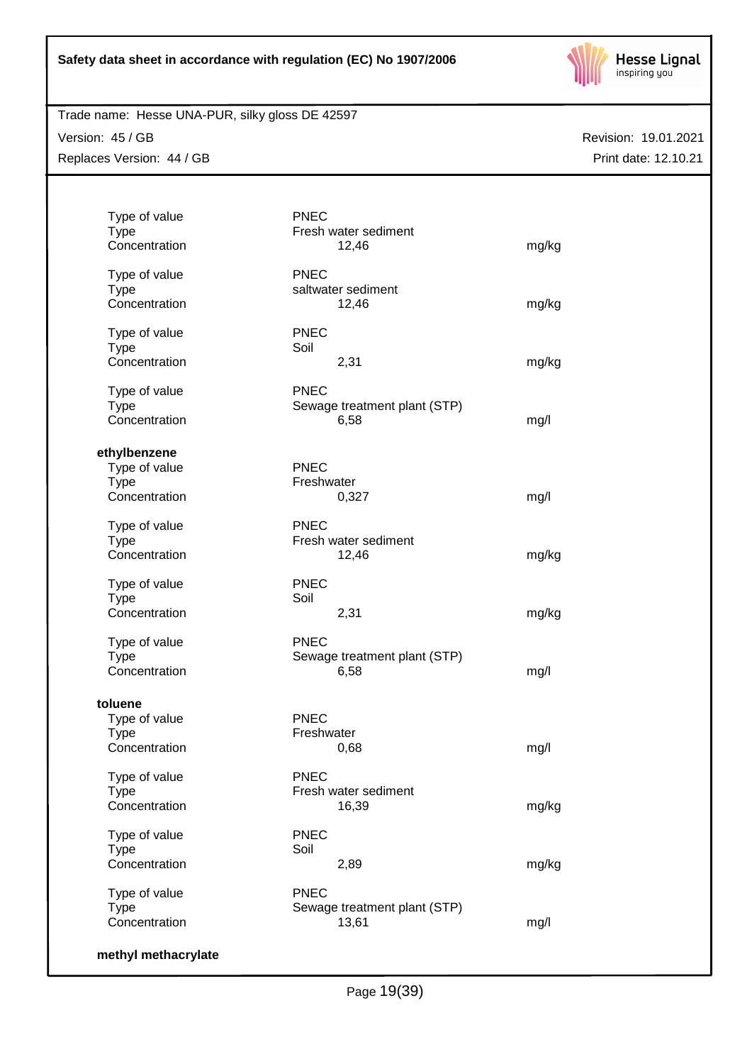| | | |
|---|---|---|
| Type of value | PNEC | |
| Type | Fresh water sediment | |
| Concentration | 12,46 | mg/kg |
| | | |
| Type of value | PNEC | |
| Type | saltwater sediment | |
| Concentration | 12,46 | mg/kg |
| | | |
| Type of value | PNEC | |
| Type | Soil | |
| Concentration | 2,31 | mg/kg |
| | | |
| Type of value | PNEC | |
| Type | Sewage treatment plant (STP) | |
| Concentration | 6,58 | mg/l |

**ethylbenzene**

| | | |
|---|---|---|
| Type of value | PNEC | |
| Type | Freshwater | |
| Concentration | 0,327 | mg/l |
| | | |
| Type of value | PNEC | |
| Type | Fresh water sediment | |
| Concentration | 12,46 | mg/kg |
| | | |
| Type of value | PNEC | |
| Type | Soil | |
| Concentration | 2,31 | mg/kg |
| | | |
| Type of value | PNEC | |
| Type | Sewage treatment plant (STP) | |
| Concentration | 6,58 | mg/l |

**toluene**

| | | |
|---|---|---|
| Type of value | PNEC | |
| Type | Freshwater | |
| Concentration | 0,68 | mg/l |
| | | |
| Type of value | PNEC | |
| Type | Fresh water sediment | |
| Concentration | 16,39 | mg/kg |
| | | |
| Type of value | PNEC | |
| Type | Soil | |
| Concentration | 2,89 | mg/kg |
| | | |
| Type of value | PNEC | |
| Type | Sewage treatment plant (STP) | |
| Concentration | 13,61 | mg/l |

**methyl methacrylate**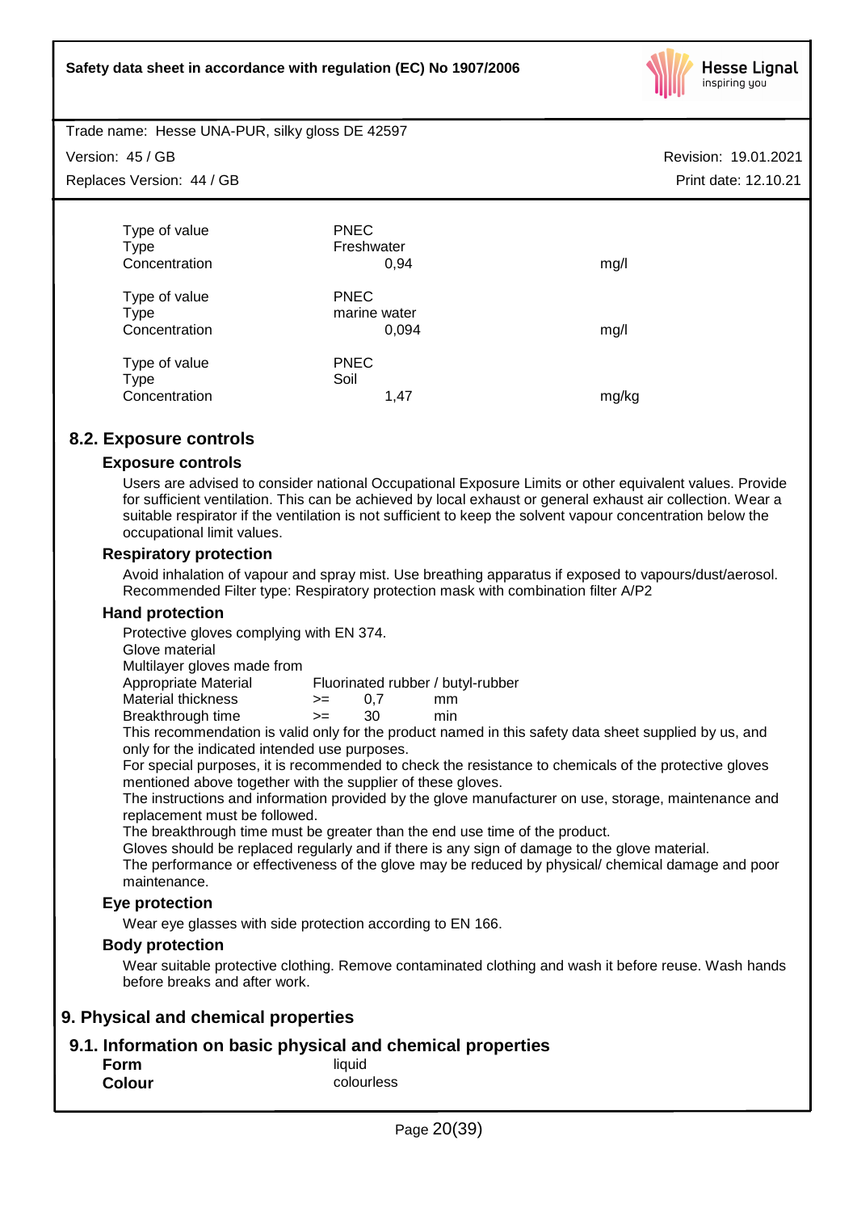| | | |
|---|---|---|
| Type of value | PNEC | |
| Type | Freshwater | |
| Concentration | 0,94 | mg/l |

| | | |
|---|---|---|
| Type of value | PNEC | |
| Type | marine water | |
| Concentration | 0,094 | mg/l |

| | | |
|---|---|---|
| Type of value | PNEC | |
| Type | Soil | |
| Concentration | 1,47 | mg/kg |

## 8.2. Exposure controls

### Exposure controls

Users are advised to consider national Occupational Exposure Limits or other equivalent values. Provide for sufficient ventilation. This can be achieved by local exhaust or general exhaust air collection. Wear a suitable respirator if the ventilation is not sufficient to keep the solvent vapour concentration below the occupational limit values.

### Respiratory protection

Avoid inhalation of vapour and spray mist. Use breathing apparatus if exposed to vapours/dust/aerosol. Recommended Filter type: Respiratory protection mask with combination filter A/P2

### Hand protection

Protective gloves complying with EN 374.
Glove material
Multilayer gloves made from

| | | | |
|---|---|---|---|
| Appropriate Material | Fluorinated rubber / butyl-rubber | | |
| Material thickness | >= | 0,7 | mm |
| Breakthrough time | >= | 30 | min |

This recommendation is valid only for the product named in this safety data sheet supplied by us, and only for the indicated intended use purposes.
For special purposes, it is recommended to check the resistance to chemicals of the protective gloves mentioned above together with the supplier of these gloves.
The instructions and information provided by the glove manufacturer on use, storage, maintenance and replacement must be followed.
The breakthrough time must be greater than the end use time of the product.
Gloves should be replaced regularly and if there is any sign of damage to the glove material.
The performance or effectiveness of the glove may be reduced by physical/ chemical damage and poor maintenance.

### Eye protection

Wear eye glasses with side protection according to EN 166.

### Body protection

Wear suitable protective clothing. Remove contaminated clothing and wash it before reuse. Wash hands before breaks and after work.

# 9. Physical and chemical properties

## 9.1. Information on basic physical and chemical properties

| | |
|---|---|
| **Form** | liquid |
| **Colour** | colourless |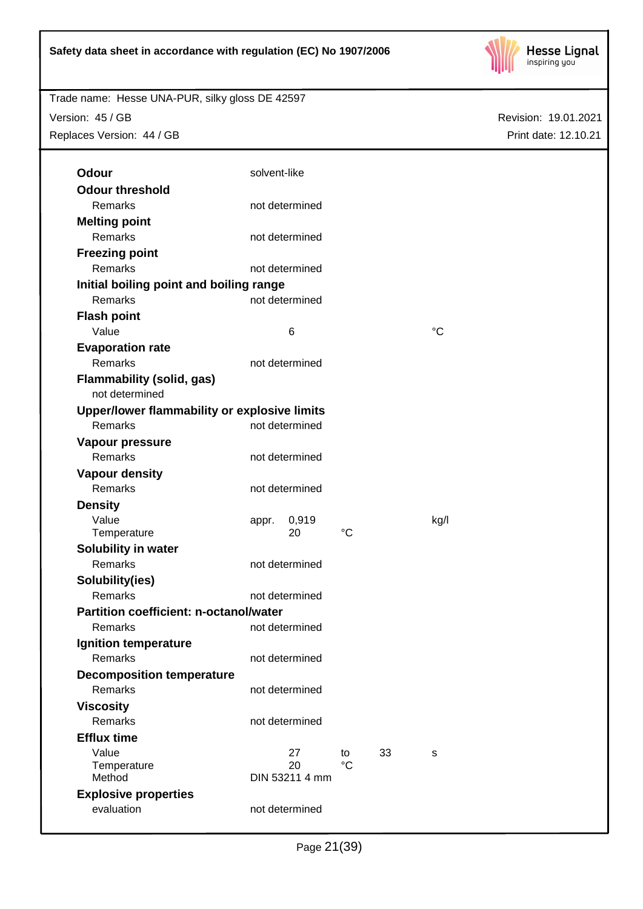**Odour** solvent-like

**Odour threshold**

| | | | | |
|---|---|---|---|---|
| Remarks | not determined | | | |

**Melting point**

| | | | | |
|---|---|---|---|---|
| Remarks | not determined | | | |

**Freezing point**

| | | | | |
|---|---|---|---|---|
| Remarks | not determined | | | |

**Initial boiling point and boiling range**

| | | | | |
|---|---|---|---|---|
| Remarks | not determined | | | |

**Flash point**

| | | | | |
|---|---|---|---|---|
| Value | 6 | | | °C |

**Evaporation rate**

| | | | | |
|---|---|---|---|---|
| Remarks | not determined | | | |

**Flammability (solid, gas)**

not determined

**Upper/lower flammability or explosive limits**

| | | | | |
|---|---|---|---|---|
| Remarks | not determined | | | |

**Vapour pressure**

| | | | | |
|---|---|---|---|---|
| Remarks | not determined | | | |

**Vapour density**

| | | | | |
|---|---|---|---|---|
| Remarks | not determined | | | |

**Density**

| | | | | |
|---|---|---|---|---|
| Value | appr. 0,919 | | | kg/l |
| Temperature | 20 | °C | | |

**Solubility in water**

| | | | | |
|---|---|---|---|---|
| Remarks | not determined | | | |

**Solubility(ies)**

| | | | | |
|---|---|---|---|---|
| Remarks | not determined | | | |

**Partition coefficient: n-octanol/water**

| | | | | |
|---|---|---|---|---|
| Remarks | not determined | | | |

**Ignition temperature**

| | | | | |
|---|---|---|---|---|
| Remarks | not determined | | | |

**Decomposition temperature**

| | | | | |
|---|---|---|---|---|
| Remarks | not determined | | | |

**Viscosity**

| | | | | |
|---|---|---|---|---|
| Remarks | not determined | | | |

**Efflux time**

| | | | | |
|---|---|---|---|---|
| Value | 27 | to | 33 | s |
| Temperature | 20 | °C | | |
| Method | DIN 53211 4 mm | | | |

**Explosive properties**

| | | | | |
|---|---|---|---|---|
| evaluation | not determined | | | |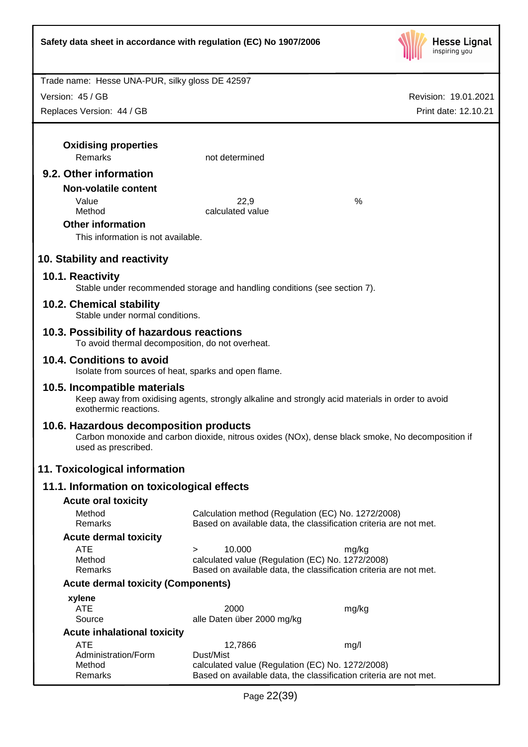**Oxidising properties**

| | | |
|---|---|---|
| Remarks | not determined | |

## 9.2. Other information

**Non-volatile content**

| | | |
|---|---|---|
| Value | 22,9 | % |
| Method | calculated value | |

**Other information**

This information is not available.

# 10. Stability and reactivity

## 10.1. Reactivity

Stable under recommended storage and handling conditions (see section 7).

## 10.2. Chemical stability

Stable under normal conditions.

## 10.3. Possibility of hazardous reactions

To avoid thermal decomposition, do not overheat.

## 10.4. Conditions to avoid

Isolate from sources of heat, sparks and open flame.

## 10.5. Incompatible materials

Keep away from oxidising agents, strongly alkaline and strongly acid materials in order to avoid exothermic reactions.

## 10.6. Hazardous decomposition products

Carbon monoxide and carbon dioxide, nitrous oxides (NOx), dense black smoke, No decomposition if used as prescribed.

# 11. Toxicological information

## 11.1. Information on toxicological effects

**Acute oral toxicity**

| | |
|---|---|
| Method | Calculation method (Regulation (EC) No. 1272/2008) |
| Remarks | Based on available data, the classification criteria are not met. |

**Acute dermal toxicity**

| | | |
|---|---|---|
| ATE | > 10.000 | mg/kg |
| Method | calculated value (Regulation (EC) No. 1272/2008) | |
| Remarks | Based on available data, the classification criteria are not met. | |

**Acute dermal toxicity (Components)**

**xylene**

| | | |
|---|---|---|
| ATE | 2000 | mg/kg |
| Source | alle Daten über 2000 mg/kg | |

**Acute inhalational toxicity**

| | | |
|---|---|---|
| ATE | 12,7866 | mg/l |
| Administration/Form | Dust/Mist | |
| Method | calculated value (Regulation (EC) No. 1272/2008) | |
| Remarks | Based on available data, the classification criteria are not met. | |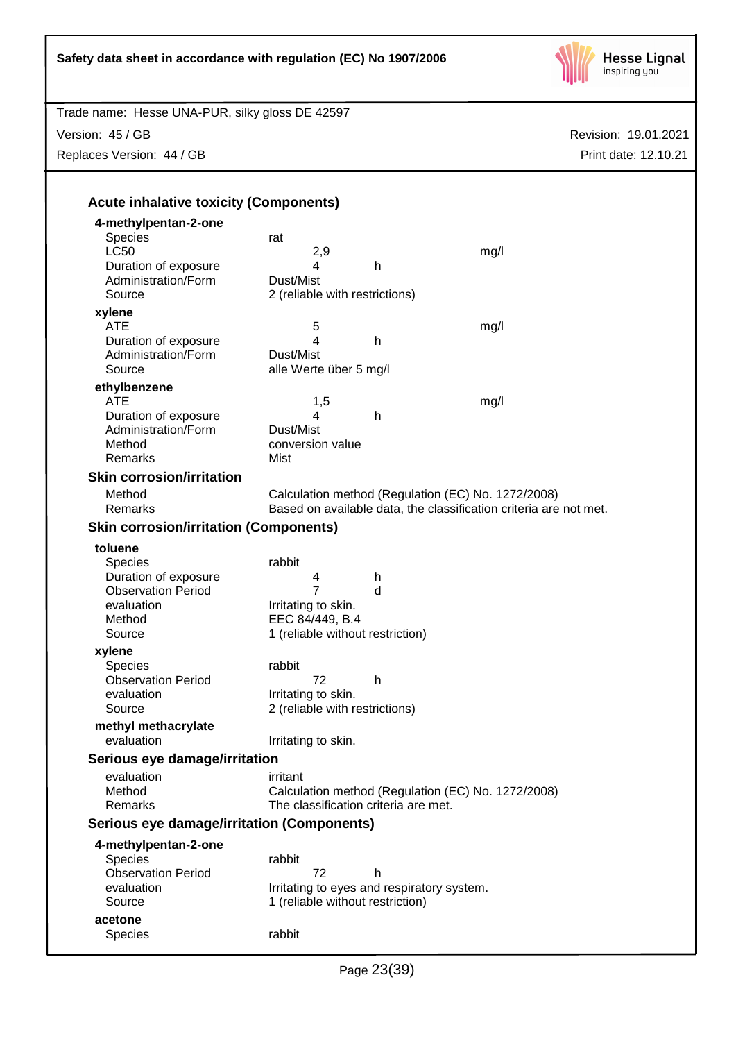## Acute inhalative toxicity (Components)

**4-methylpentan-2-one**

| | | | |
|---|---|---|---|
| Species | rat | | |
| LC50 | 2,9 | | mg/l |
| Duration of exposure | 4 | h | |
| Administration/Form | Dust/Mist | | |
| Source | 2 (reliable with restrictions) | | |

**xylene**

| | | | |
|---|---|---|---|
| ATE | 5 | | mg/l |
| Duration of exposure | 4 | h | |
| Administration/Form | Dust/Mist | | |
| Source | alle Werte über 5 mg/l | | |

**ethylbenzene**

| | | | |
|---|---|---|---|
| ATE | 1,5 | | mg/l |
| Duration of exposure | 4 | h | |
| Administration/Form | Dust/Mist | | |
| Method | conversion value | | |
| Remarks | Mist | | |

## Skin corrosion/irritation

| | |
|---|---|
| Method | Calculation method (Regulation (EC) No. 1272/2008) |
| Remarks | Based on available data, the classification criteria are not met. |

## Skin corrosion/irritation (Components)

**toluene**

| | | |
|---|---|---|
| Species | rabbit | |
| Duration of exposure | 4 | h |
| Observation Period | 7 | d |
| evaluation | Irritating to skin. | |
| Method | EEC 84/449, B.4 | |
| Source | 1 (reliable without restriction) | |

**xylene**

| | | |
|---|---|---|
| Species | rabbit | |
| Observation Period | 72 | h |
| evaluation | Irritating to skin. | |
| Source | 2 (reliable with restrictions) | |

**methyl methacrylate**

| | |
|---|---|
| evaluation | Irritating to skin. |

## Serious eye damage/irritation

| | |
|---|---|
| evaluation | irritant |
| Method | Calculation method (Regulation (EC) No. 1272/2008) |
| Remarks | The classification criteria are met. |

## Serious eye damage/irritation (Components)

**4-methylpentan-2-one**

| | | |
|---|---|---|
| Species | rabbit | |
| Observation Period | 72 | h |
| evaluation | Irritating to eyes and respiratory system. | |
| Source | 1 (reliable without restriction) | |

**acetone**

| | |
|---|---|
| Species | rabbit |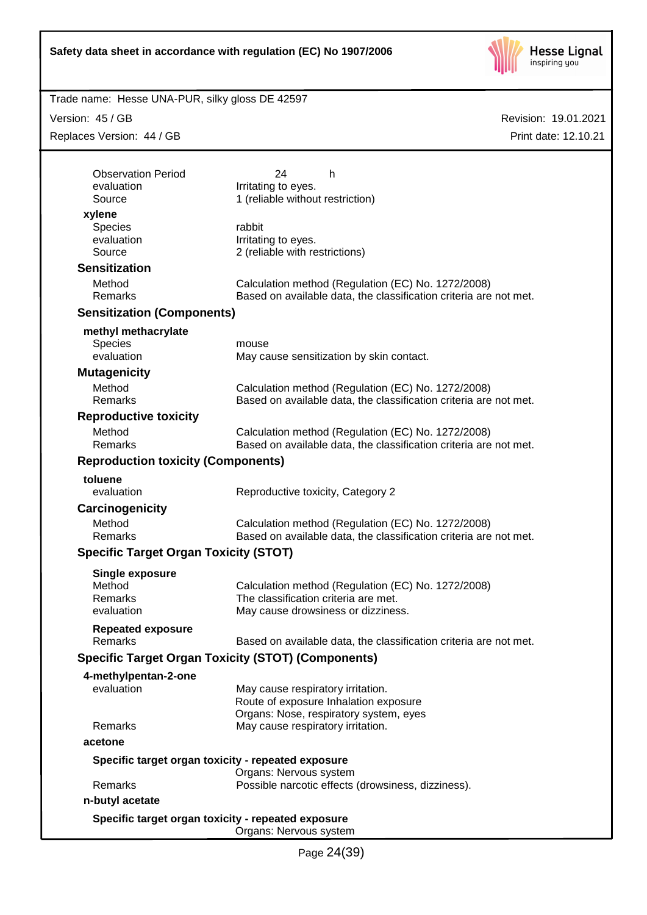| | |
|---|---|
| Observation Period | 24 h |
| evaluation | Irritating to eyes. |
| Source | 1 (reliable without restriction) |

**xylene**

| | |
|---|---|
| Species | rabbit |
| evaluation | Irritating to eyes. |
| Source | 2 (reliable with restrictions) |

## Sensitization

| | |
|---|---|
| Method | Calculation method (Regulation (EC) No. 1272/2008) |
| Remarks | Based on available data, the classification criteria are not met. |

## Sensitization (Components)

**methyl methacrylate**

| | |
|---|---|
| Species | mouse |
| evaluation | May cause sensitization by skin contact. |

## Mutagenicity

| | |
|---|---|
| Method | Calculation method (Regulation (EC) No. 1272/2008) |
| Remarks | Based on available data, the classification criteria are not met. |

## Reproductive toxicity

| | |
|---|---|
| Method | Calculation method (Regulation (EC) No. 1272/2008) |
| Remarks | Based on available data, the classification criteria are not met. |

## Reproduction toxicity (Components)

**toluene**

| | |
|---|---|
| evaluation | Reproductive toxicity, Category 2 |

## Carcinogenicity

| | |
|---|---|
| Method | Calculation method (Regulation (EC) No. 1272/2008) |
| Remarks | Based on available data, the classification criteria are not met. |

## Specific Target Organ Toxicity (STOT)

**Single exposure**

| | |
|---|---|
| Method | Calculation method (Regulation (EC) No. 1272/2008) |
| Remarks | The classification criteria are met. |
| evaluation | May cause drowsiness or dizziness. |

**Repeated exposure**

| | |
|---|---|
| Remarks | Based on available data, the classification criteria are not met. |

## Specific Target Organ Toxicity (STOT) (Components)

**4-methylpentan-2-one**

| | |
|---|---|
| evaluation | May cause respiratory irritation.<br>Route of exposure Inhalation exposure<br>Organs: Nose, respiratory system, eyes |
| Remarks | May cause respiratory irritation. |

**acetone**

**Specific target organ toxicity - repeated exposure**

| | |
|---|---|
| | Organs: Nervous system |
| Remarks | Possible narcotic effects (drowsiness, dizziness). |

**n-butyl acetate**

**Specific target organ toxicity - repeated exposure**

| | |
|---|---|
| | Organs: Nervous system |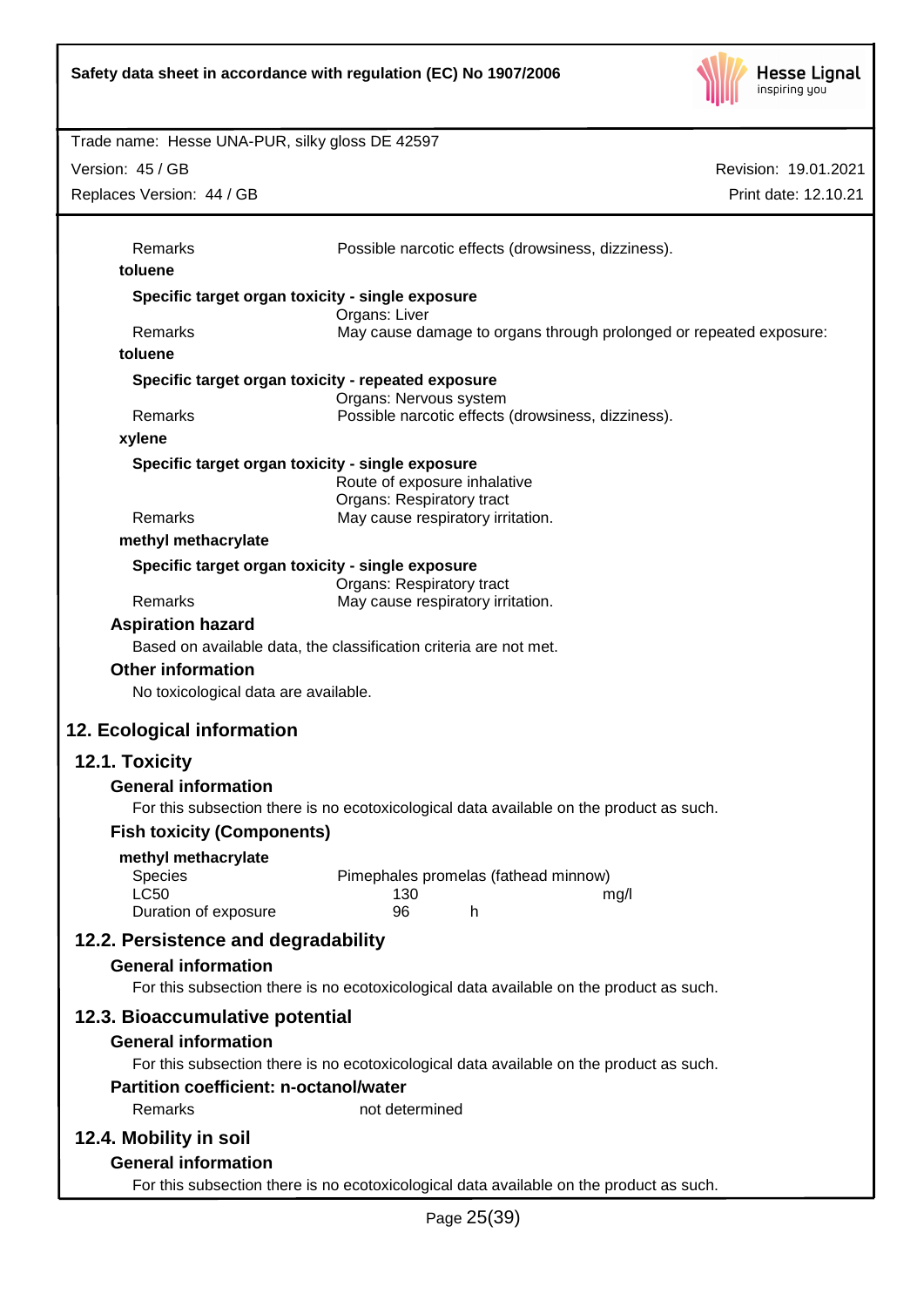| | |
|---|---|
| Remarks | Possible narcotic effects (drowsiness, dizziness). |

**toluene**

**Specific target organ toxicity - single exposure**

| | |
|---|---|
| | Organs: Liver |
| Remarks | May cause damage to organs through prolonged or repeated exposure: |

**toluene**

**Specific target organ toxicity - repeated exposure**

| | |
|---|---|
| | Organs: Nervous system |
| Remarks | Possible narcotic effects (drowsiness, dizziness). |

**xylene**

**Specific target organ toxicity - single exposure**

| | |
|---|---|
| | Route of exposure inhalative |
| | Organs: Respiratory tract |
| Remarks | May cause respiratory irritation. |

**methyl methacrylate**

**Specific target organ toxicity - single exposure**

| | |
|---|---|
| | Organs: Respiratory tract |
| Remarks | May cause respiratory irritation. |

### Aspiration hazard

Based on available data, the classification criteria are not met.

### Other information

No toxicological data are available.

# 12. Ecological information

## 12.1. Toxicity

### General information

For this subsection there is no ecotoxicological data available on the product as such.

### Fish toxicity (Components)

**methyl methacrylate**

| | | |
|---|---|---|
| Species | Pimephales promelas (fathead minnow) | |
| LC50 | 130 | mg/l |
| Duration of exposure | 96 | h |

## 12.2. Persistence and degradability

### General information

For this subsection there is no ecotoxicological data available on the product as such.

## 12.3. Bioaccumulative potential

### General information

For this subsection there is no ecotoxicological data available on the product as such.

### Partition coefficient: n-octanol/water

| | |
|---|---|
| Remarks | not determined |

## 12.4. Mobility in soil

### General information

For this subsection there is no ecotoxicological data available on the product as such.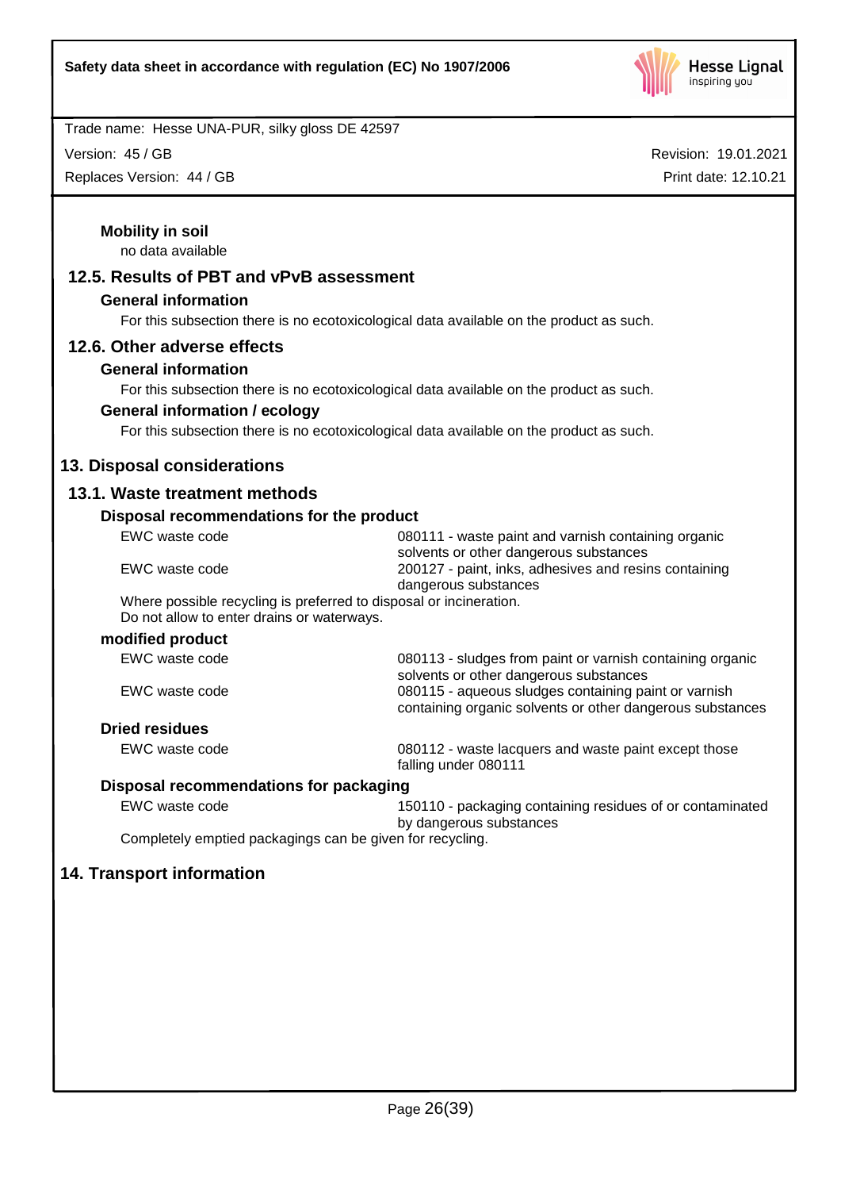### Mobility in soil

no data available

## 12.5. Results of PBT and vPvB assessment

### General information

For this subsection there is no ecotoxicological data available on the product as such.

## 12.6. Other adverse effects

### General information

For this subsection there is no ecotoxicological data available on the product as such.

### General information / ecology

For this subsection there is no ecotoxicological data available on the product as such.

# 13. Disposal considerations

## 13.1. Waste treatment methods

### Disposal recommendations for the product

| | |
|---|---|
| EWC waste code | 080111 - waste paint and varnish containing organic solvents or other dangerous substances |
| EWC waste code | 200127 - paint, inks, adhesives and resins containing dangerous substances |

Where possible recycling is preferred to disposal or incineration.
Do not allow to enter drains or waterways.

### modified product

| | |
|---|---|
| EWC waste code | 080113 - sludges from paint or varnish containing organic solvents or other dangerous substances |
| EWC waste code | 080115 - aqueous sludges containing paint or varnish containing organic solvents or other dangerous substances |

### Dried residues

| | |
|---|---|
| EWC waste code | 080112 - waste lacquers and waste paint except those falling under 080111 |

### Disposal recommendations for packaging

| | |
|---|---|
| EWC waste code | 150110 - packaging containing residues of or contaminated by dangerous substances |

Completely emptied packagings can be given for recycling.

# 14. Transport information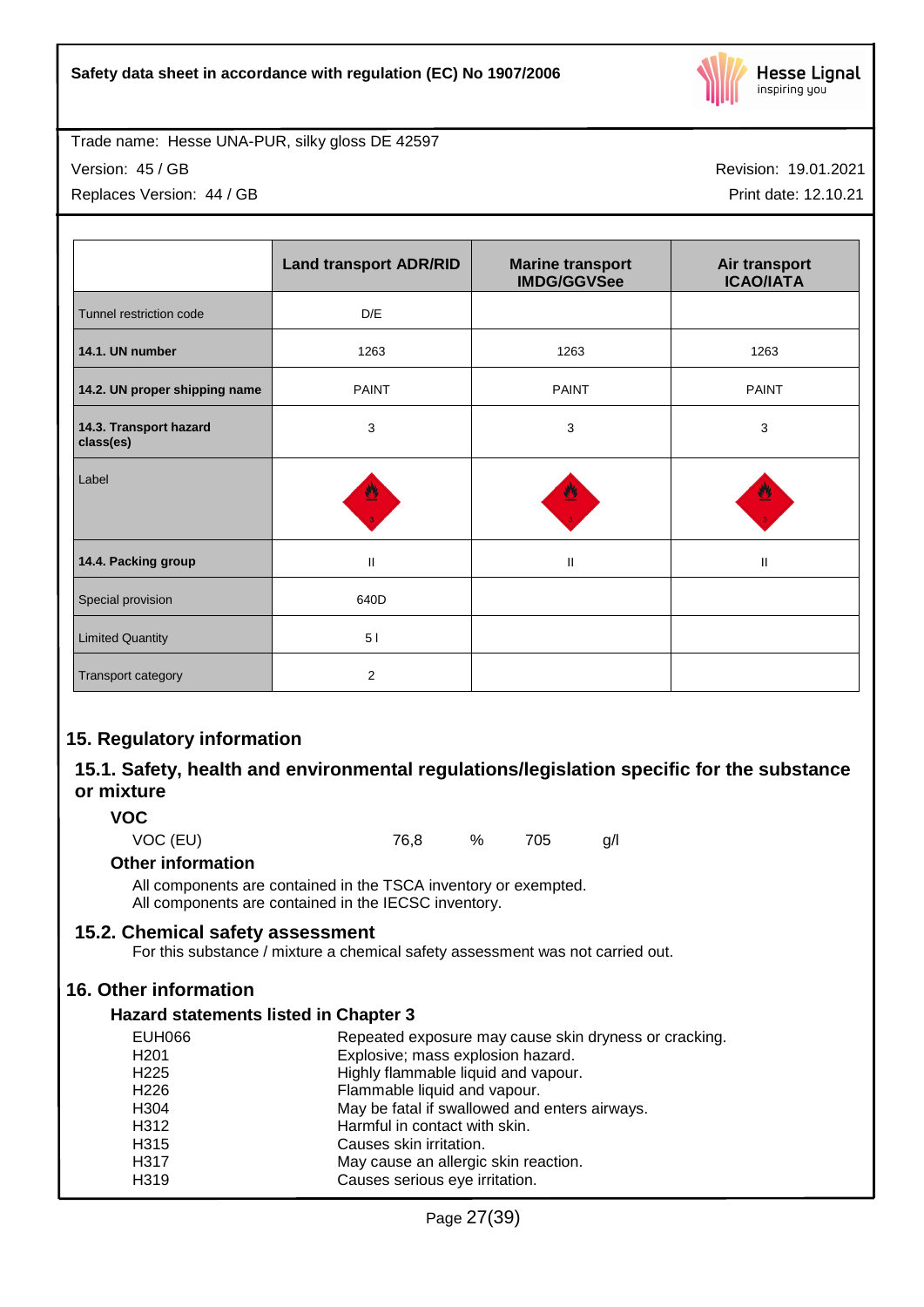| | Land transport ADR/RID | Marine transport IMDG/GGVSee | Air transport ICAO/IATA |
|---|---|---|---|
| Tunnel restriction code | D/E | | |
| **14.1. UN number** | 1263 | 1263 | 1263 |
| **14.2. UN proper shipping name** | PAINT | PAINT | PAINT |
| **14.3. Transport hazard class(es)** | 3 | 3 | 3 |
| Label | | | |
| **14.4. Packing group** | II | II | II |
| Special provision | 640D | | |
| Limited Quantity | 5 l | | |
| Transport category | 2 | | |

## 15. Regulatory information

### 15.1. Safety, health and environmental regulations/legislation specific for the substance or mixture

**VOC**

| VOC (EU) | 76,8 | % | 705 | g/l |
|---|---|---|---|---|

**Other information**

All components are contained in the TSCA inventory or exempted.
All components are contained in the IECSC inventory.

### 15.2. Chemical safety assessment

For this substance / mixture a chemical safety assessment was not carried out.

## 16. Other information

**Hazard statements listed in Chapter 3**

| | |
|---|---|
| EUH066 | Repeated exposure may cause skin dryness or cracking. |
| H201 | Explosive; mass explosion hazard. |
| H225 | Highly flammable liquid and vapour. |
| H226 | Flammable liquid and vapour. |
| H304 | May be fatal if swallowed and enters airways. |
| H312 | Harmful in contact with skin. |
| H315 | Causes skin irritation. |
| H317 | May cause an allergic skin reaction. |
| H319 | Causes serious eye irritation. |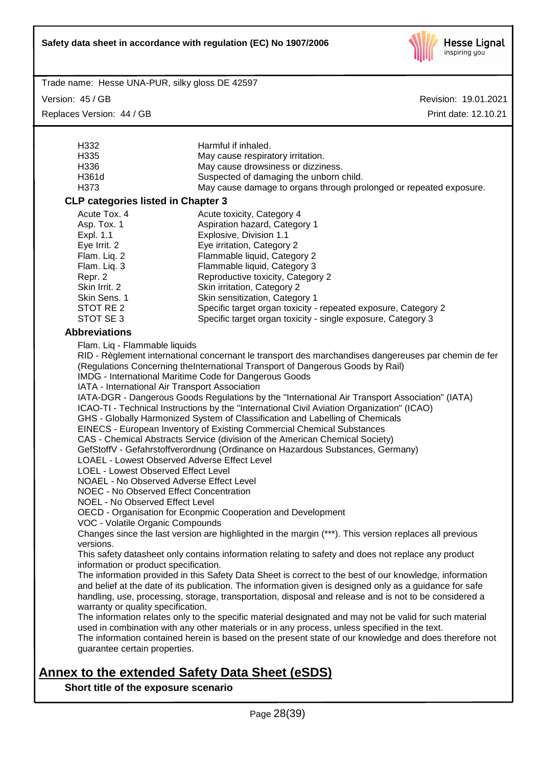| | |
|---|---|
| H332 | Harmful if inhaled. |
| H335 | May cause respiratory irritation. |
| H336 | May cause drowsiness or dizziness. |
| H361d | Suspected of damaging the unborn child. |
| H373 | May cause damage to organs through prolonged or repeated exposure. |

**CLP categories listed in Chapter 3**

| | |
|---|---|
| Acute Tox. 4 | Acute toxicity, Category 4 |
| Asp. Tox. 1 | Aspiration hazard, Category 1 |
| Expl. 1.1 | Explosive, Division 1.1 |
| Eye Irrit. 2 | Eye irritation, Category 2 |
| Flam. Liq. 2 | Flammable liquid, Category 2 |
| Flam. Liq. 3 | Flammable liquid, Category 3 |
| Repr. 2 | Reproductive toxicity, Category 2 |
| Skin Irrit. 2 | Skin irritation, Category 2 |
| Skin Sens. 1 | Skin sensitization, Category 1 |
| STOT RE 2 | Specific target organ toxicity - repeated exposure, Category 2 |
| STOT SE 3 | Specific target organ toxicity - single exposure, Category 3 |

**Abbreviations**

Flam. Liq - Flammable liquids
RID - Règlement international concernant le transport des marchandises dangereuses par chemin de fer (Regulations Concerning theInternational Transport of Dangerous Goods by Rail)
IMDG - International Maritime Code for Dangerous Goods
IATA - International Air Transport Association
IATA-DGR - Dangerous Goods Regulations by the "International Air Transport Association" (IATA)
ICAO-TI - Technical Instructions by the "International Civil Aviation Organization" (ICAO)
GHS - Globally Harmonized System of Classification and Labelling of Chemicals
EINECS - European Inventory of Existing Commercial Chemical Substances
CAS - Chemical Abstracts Service (division of the American Chemical Society)
GefStoffV - Gefahrstoffverordnung (Ordinance on Hazardous Substances, Germany)
LOAEL - Lowest Observed Adverse Effect Level
LOEL - Lowest Observed Effect Level
NOAEL - No Observed Adverse Effect Level
NOEC - No Observed Effect Concentration
NOEL - No Observed Effect Level
OECD - Organisation for Econpmic Cooperation and Development
VOC - Volatile Organic Compounds

Changes since the last version are highlighted in the margin (***). This version replaces all previous versions.

This safety datasheet only contains information relating to safety and does not replace any product information or product specification.

The information provided in this Safety Data Sheet is correct to the best of our knowledge, information and belief at the date of its publication. The information given is designed only as a guidance for safe handling, use, processing, storage, transportation, disposal and release and is not to be considered a warranty or quality specification.

The information relates only to the specific material designated and may not be valid for such material used in combination with any other materials or in any process, unless specified in the text.

The information contained herein is based on the present state of our knowledge and does therefore not guarantee certain properties.

## Annex to the extended Safety Data Sheet (eSDS)

**Short title of the exposure scenario**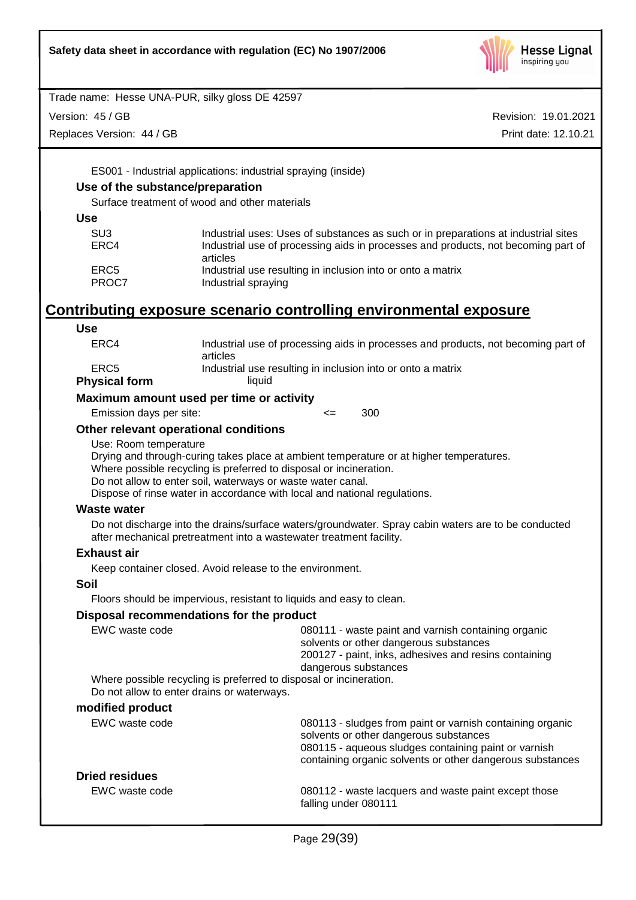ES001 - Industrial applications: industrial spraying (inside)

**Use of the substance/preparation**

Surface treatment of wood and other materials

**Use**

| | |
|---|---|
| SU3 | Industrial uses: Uses of substances as such or in preparations at industrial sites |
| ERC4 | Industrial use of processing aids in processes and products, not becoming part of articles |
| ERC5 | Industrial use resulting in inclusion into or onto a matrix |
| PROC7 | Industrial spraying |

## Contributing exposure scenario controlling environmental exposure

**Use**

| | |
|---|---|
| ERC4 | Industrial use of processing aids in processes and products, not becoming part of articles |
| ERC5 | Industrial use resulting in inclusion into or onto a matrix |

**Physical form** liquid

**Maximum amount used per time or activity**

Emission days per site: <= 300

**Other relevant operational conditions**

Use: Room temperature
Drying and through-curing takes place at ambient temperature or at higher temperatures.
Where possible recycling is preferred to disposal or incineration.
Do not allow to enter soil, waterways or waste water canal.
Dispose of rinse water in accordance with local and national regulations.

**Waste water**

Do not discharge into the drains/surface waters/groundwater. Spray cabin waters are to be conducted after mechanical pretreatment into a wastewater treatment facility.

**Exhaust air**

Keep container closed. Avoid release to the environment.

**Soil**

Floors should be impervious, resistant to liquids and easy to clean.

**Disposal recommendations for the product**

EWC waste code: 080111 - waste paint and varnish containing organic solvents or other dangerous substances
200127 - paint, inks, adhesives and resins containing dangerous substances

Where possible recycling is preferred to disposal or incineration.
Do not allow to enter drains or waterways.

**modified product**

EWC waste code: 080113 - sludges from paint or varnish containing organic solvents or other dangerous substances
080115 - aqueous sludges containing paint or varnish containing organic solvents or other dangerous substances

**Dried residues**

EWC waste code: 080112 - waste lacquers and waste paint except those falling under 080111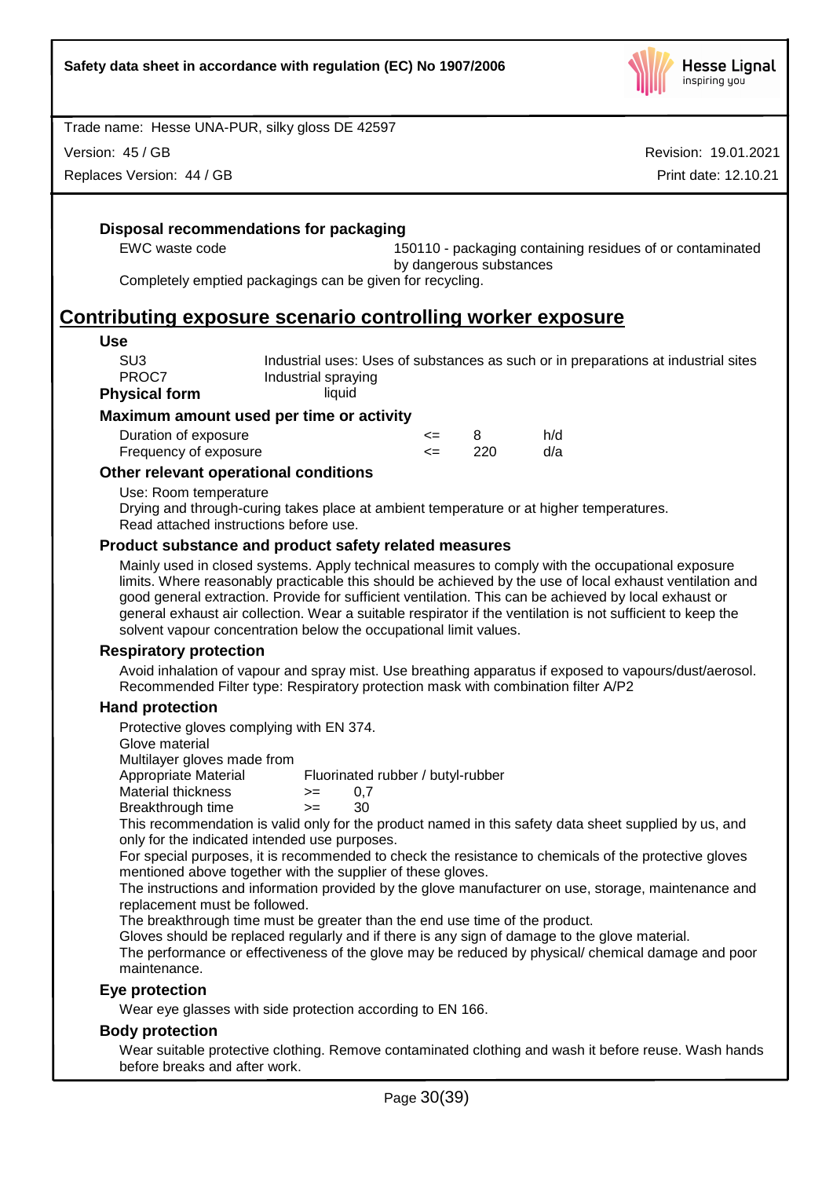### Disposal recommendations for packaging

| | |
|---|---|
| EWC waste code | 150110 - packaging containing residues of or contaminated by dangerous substances |

Completely emptied packagings can be given for recycling.

## Contributing exposure scenario controlling worker exposure

### Use

| | |
|---|---|
| SU3 | Industrial uses: Uses of substances as such or in preparations at industrial sites |
| PROC7 | Industrial spraying |

**Physical form** liquid

### Maximum amount used per time or activity

| | | | |
|---|---|---|---|
| Duration of exposure | <= | 8 | h/d |
| Frequency of exposure | <= | 220 | d/a |

### Other relevant operational conditions

Use: Room temperature
Drying and through-curing takes place at ambient temperature or at higher temperatures.
Read attached instructions before use.

### Product substance and product safety related measures

Mainly used in closed systems. Apply technical measures to comply with the occupational exposure limits. Where reasonably practicable this should be achieved by the use of local exhaust ventilation and good general extraction. Provide for sufficient ventilation. This can be achieved by local exhaust or general exhaust air collection. Wear a suitable respirator if the ventilation is not sufficient to keep the solvent vapour concentration below the occupational limit values.

### Respiratory protection

Avoid inhalation of vapour and spray mist. Use breathing apparatus if exposed to vapours/dust/aerosol.
Recommended Filter type: Respiratory protection mask with combination filter A/P2

### Hand protection

Protective gloves complying with EN 374.
Glove material
Multilayer gloves made from

| | | |
|---|---|---|
| Appropriate Material | | Fluorinated rubber / butyl-rubber |
| Material thickness | >= | 0,7 |
| Breakthrough time | >= | 30 |

This recommendation is valid only for the product named in this safety data sheet supplied by us, and only for the indicated intended use purposes.
For special purposes, it is recommended to check the resistance to chemicals of the protective gloves mentioned above together with the supplier of these gloves.
The instructions and information provided by the glove manufacturer on use, storage, maintenance and replacement must be followed.
The breakthrough time must be greater than the end use time of the product.
Gloves should be replaced regularly and if there is any sign of damage to the glove material.
The performance or effectiveness of the glove may be reduced by physical/ chemical damage and poor maintenance.

### Eye protection

Wear eye glasses with side protection according to EN 166.

### Body protection

Wear suitable protective clothing. Remove contaminated clothing and wash it before reuse. Wash hands before breaks and after work.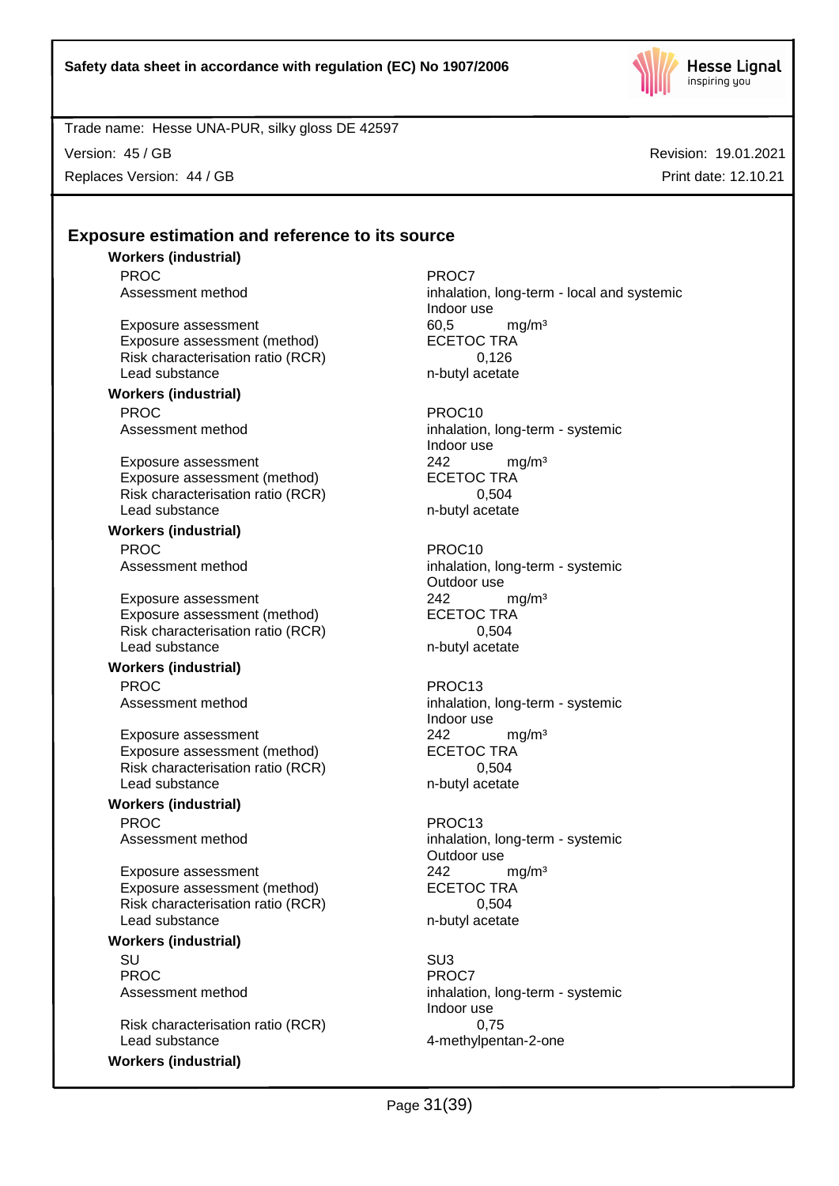## Exposure estimation and reference to its source

**Workers (industrial)**

| | |
|---|---|
| PROC | PROC7 |
| Assessment method | inhalation, long-term - local and systemic<br>Indoor use |
| Exposure assessment | 60,5 mg/m³ |
| Exposure assessment (method) | ECETOC TRA |
| Risk characterisation ratio (RCR) | 0,126 |
| Lead substance | n-butyl acetate |

**Workers (industrial)**

| | |
|---|---|
| PROC | PROC10 |
| Assessment method | inhalation, long-term - systemic<br>Indoor use |
| Exposure assessment | 242 mg/m³ |
| Exposure assessment (method) | ECETOC TRA |
| Risk characterisation ratio (RCR) | 0,504 |
| Lead substance | n-butyl acetate |

**Workers (industrial)**

| | |
|---|---|
| PROC | PROC10 |
| Assessment method | inhalation, long-term - systemic<br>Outdoor use |
| Exposure assessment | 242 mg/m³ |
| Exposure assessment (method) | ECETOC TRA |
| Risk characterisation ratio (RCR) | 0,504 |
| Lead substance | n-butyl acetate |

**Workers (industrial)**

| | |
|---|---|
| PROC | PROC13 |
| Assessment method | inhalation, long-term - systemic<br>Indoor use |
| Exposure assessment | 242 mg/m³ |
| Exposure assessment (method) | ECETOC TRA |
| Risk characterisation ratio (RCR) | 0,504 |
| Lead substance | n-butyl acetate |

**Workers (industrial)**

| | |
|---|---|
| PROC | PROC13 |
| Assessment method | inhalation, long-term - systemic<br>Outdoor use |
| Exposure assessment | 242 mg/m³ |
| Exposure assessment (method) | ECETOC TRA |
| Risk characterisation ratio (RCR) | 0,504 |
| Lead substance | n-butyl acetate |

**Workers (industrial)**

| | |
|---|---|
| SU | SU3 |
| PROC | PROC7 |
| Assessment method | inhalation, long-term - systemic<br>Indoor use |
| Risk characterisation ratio (RCR) | 0,75 |
| Lead substance | 4-methylpentan-2-one |

**Workers (industrial)**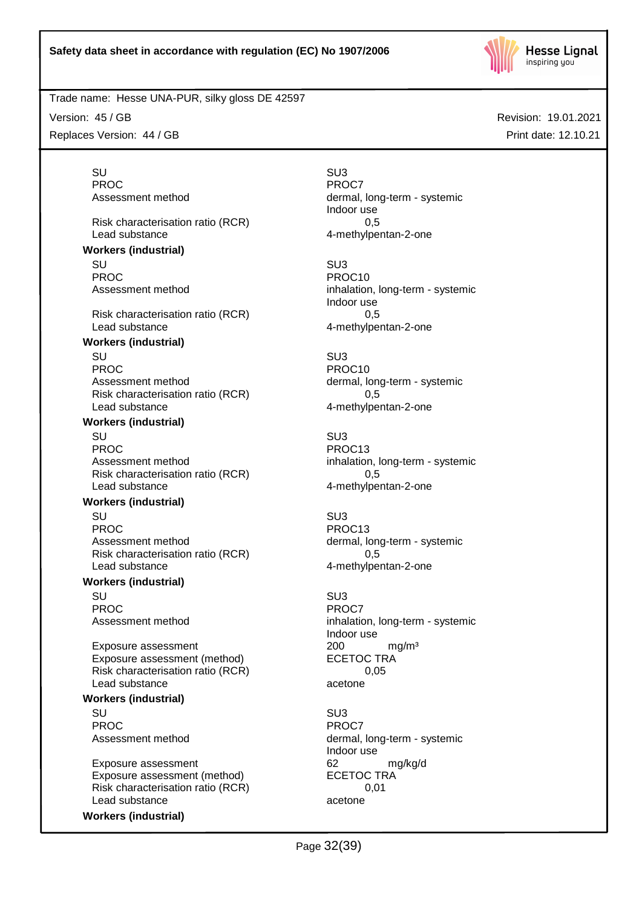| | |
|---|---|
| SU | SU3 |
| PROC | PROC7 |
| Assessment method | dermal, long-term - systemic<br>Indoor use |
| Risk characterisation ratio (RCR) | 0,5 |
| Lead substance | 4-methylpentan-2-one |

**Workers (industrial)**

| | |
|---|---|
| SU | SU3 |
| PROC | PROC10 |
| Assessment method | inhalation, long-term - systemic<br>Indoor use |
| Risk characterisation ratio (RCR) | 0,5 |
| Lead substance | 4-methylpentan-2-one |

**Workers (industrial)**

| | |
|---|---|
| SU | SU3 |
| PROC | PROC10 |
| Assessment method | dermal, long-term - systemic |
| Risk characterisation ratio (RCR) | 0,5 |
| Lead substance | 4-methylpentan-2-one |

**Workers (industrial)**

| | |
|---|---|
| SU | SU3 |
| PROC | PROC13 |
| Assessment method | inhalation, long-term - systemic |
| Risk characterisation ratio (RCR) | 0,5 |
| Lead substance | 4-methylpentan-2-one |

**Workers (industrial)**

| | |
|---|---|
| SU | SU3 |
| PROC | PROC13 |
| Assessment method | dermal, long-term - systemic |
| Risk characterisation ratio (RCR) | 0,5 |
| Lead substance | 4-methylpentan-2-one |

**Workers (industrial)**

| | |
|---|---|
| SU | SU3 |
| PROC | PROC7 |
| Assessment method | inhalation, long-term - systemic<br>Indoor use |
| Exposure assessment | 200 mg/m³ |
| Exposure assessment (method) | ECETOC TRA |
| Risk characterisation ratio (RCR) | 0,05 |
| Lead substance | acetone |

**Workers (industrial)**

| | |
|---|---|
| SU | SU3 |
| PROC | PROC7 |
| Assessment method | dermal, long-term - systemic<br>Indoor use |
| Exposure assessment | 62 mg/kg/d |
| Exposure assessment (method) | ECETOC TRA |
| Risk characterisation ratio (RCR) | 0,01 |
| Lead substance | acetone |

**Workers (industrial)**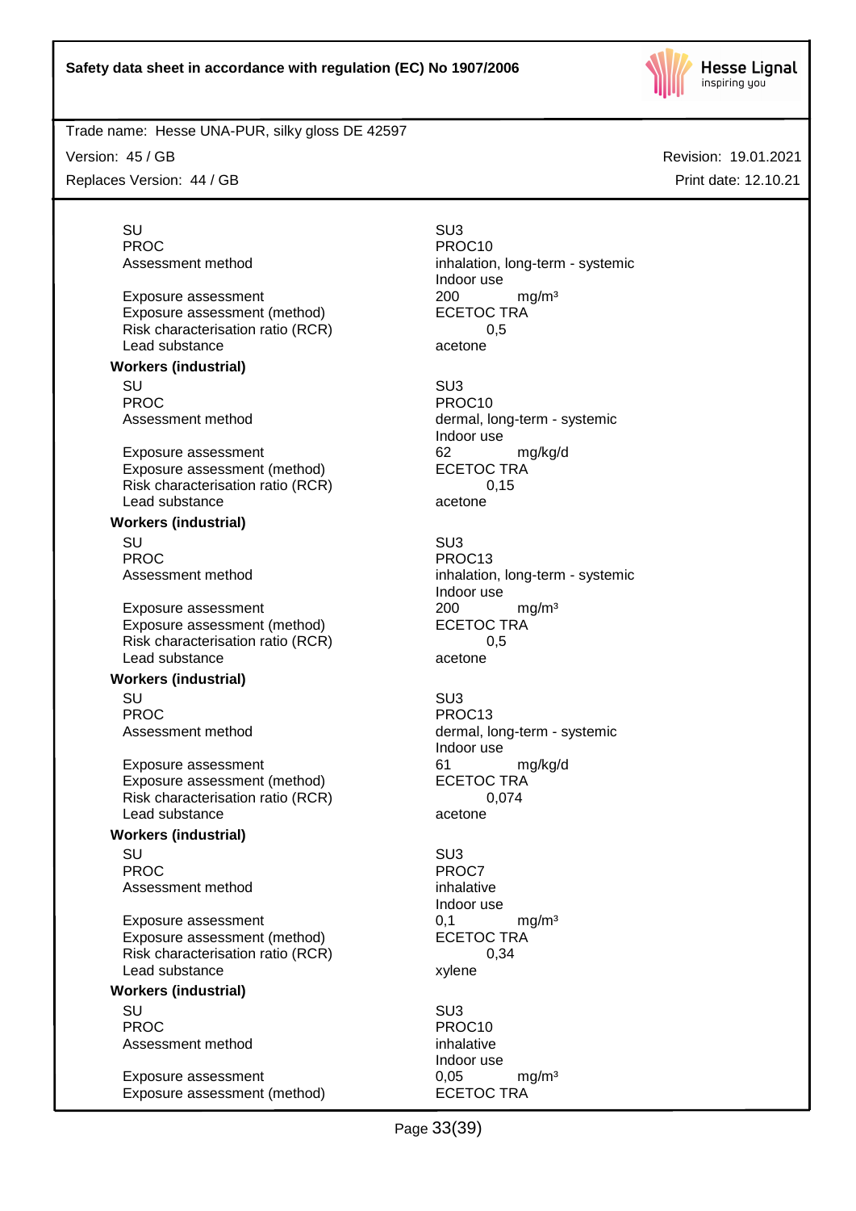| | |
|---|---|
| SU | SU3 |
| PROC | PROC10 |
| Assessment method | inhalation, long-term - systemic<br>Indoor use |
| Exposure assessment | 200 mg/m³ |
| Exposure assessment (method) | ECETOC TRA |
| Risk characterisation ratio (RCR) | 0,5 |
| Lead substance | acetone |

**Workers (industrial)**

| | |
|---|---|
| SU | SU3 |
| PROC | PROC10 |
| Assessment method | dermal, long-term - systemic<br>Indoor use |
| Exposure assessment | 62 mg/kg/d |
| Exposure assessment (method) | ECETOC TRA |
| Risk characterisation ratio (RCR) | 0,15 |
| Lead substance | acetone |

**Workers (industrial)**

| | |
|---|---|
| SU | SU3 |
| PROC | PROC13 |
| Assessment method | inhalation, long-term - systemic<br>Indoor use |
| Exposure assessment | 200 mg/m³ |
| Exposure assessment (method) | ECETOC TRA |
| Risk characterisation ratio (RCR) | 0,5 |
| Lead substance | acetone |

**Workers (industrial)**

| | |
|---|---|
| SU | SU3 |
| PROC | PROC13 |
| Assessment method | dermal, long-term - systemic<br>Indoor use |
| Exposure assessment | 61 mg/kg/d |
| Exposure assessment (method) | ECETOC TRA |
| Risk characterisation ratio (RCR) | 0,074 |
| Lead substance | acetone |

**Workers (industrial)**

| | |
|---|---|
| SU | SU3 |
| PROC | PROC7 |
| Assessment method | inhalative<br>Indoor use |
| Exposure assessment | 0,1 mg/m³ |
| Exposure assessment (method) | ECETOC TRA |
| Risk characterisation ratio (RCR) | 0,34 |
| Lead substance | xylene |

**Workers (industrial)**

| | |
|---|---|
| SU | SU3 |
| PROC | PROC10 |
| Assessment method | inhalative<br>Indoor use |
| Exposure assessment | 0,05 mg/m³ |
| Exposure assessment (method) | ECETOC TRA |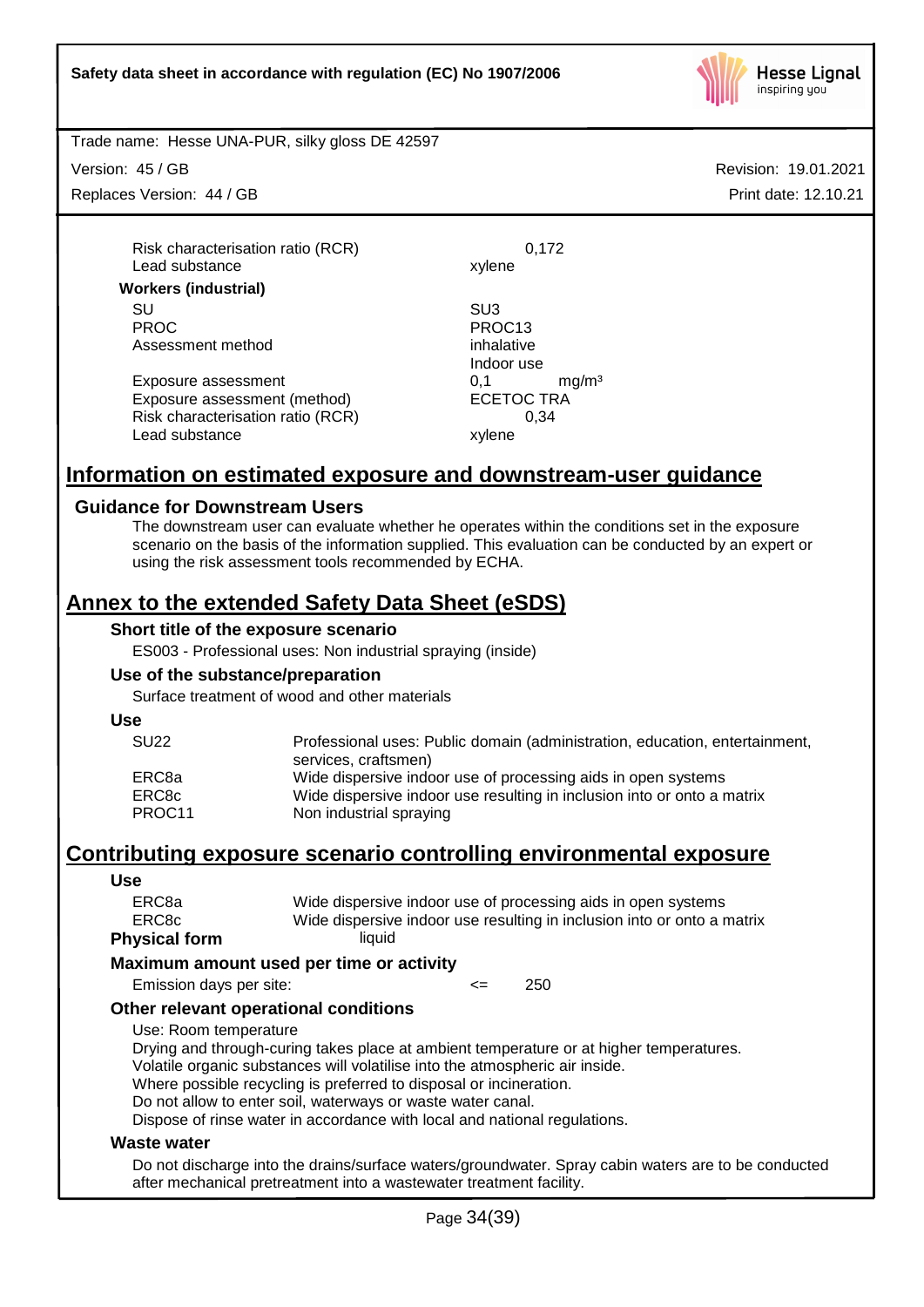| | |
|---|---|
| Risk characterisation ratio (RCR) | 0,172 |
| Lead substance | xylene |

**Workers (industrial)**

| | |
|---|---|
| SU | SU3 |
| PROC | PROC13 |
| Assessment method | inhalative<br>Indoor use |
| Exposure assessment | 0,1 mg/m³ |
| Exposure assessment (method) | ECETOC TRA |
| Risk characterisation ratio (RCR) | 0,34 |
| Lead substance | xylene |

## Information on estimated exposure and downstream-user guidance

### Guidance for Downstream Users

The downstream user can evaluate whether he operates within the conditions set in the exposure scenario on the basis of the information supplied. This evaluation can be conducted by an expert or using the risk assessment tools recommended by ECHA.

## Annex to the extended Safety Data Sheet (eSDS)

### Short title of the exposure scenario

ES003 - Professional uses: Non industrial spraying (inside)

### Use of the substance/preparation

Surface treatment of wood and other materials

### Use

| | |
|---|---|
| SU22 | Professional uses: Public domain (administration, education, entertainment, services, craftsmen) |
| ERC8a | Wide dispersive indoor use of processing aids in open systems |
| ERC8c | Wide dispersive indoor use resulting in inclusion into or onto a matrix |
| PROC11 | Non industrial spraying |

## Contributing exposure scenario controlling environmental exposure

### Use

| | |
|---|---|
| ERC8a | Wide dispersive indoor use of processing aids in open systems |
| ERC8c | Wide dispersive indoor use resulting in inclusion into or onto a matrix |

**Physical form** liquid

### Maximum amount used per time or activity

Emission days per site: <= 250

### Other relevant operational conditions

Use: Room temperature
Drying and through-curing takes place at ambient temperature or at higher temperatures.
Volatile organic substances will volatilise into the atmospheric air inside.
Where possible recycling is preferred to disposal or incineration.
Do not allow to enter soil, waterways or waste water canal.
Dispose of rinse water in accordance with local and national regulations.

### Waste water

Do not discharge into the drains/surface waters/groundwater. Spray cabin waters are to be conducted after mechanical pretreatment into a wastewater treatment facility.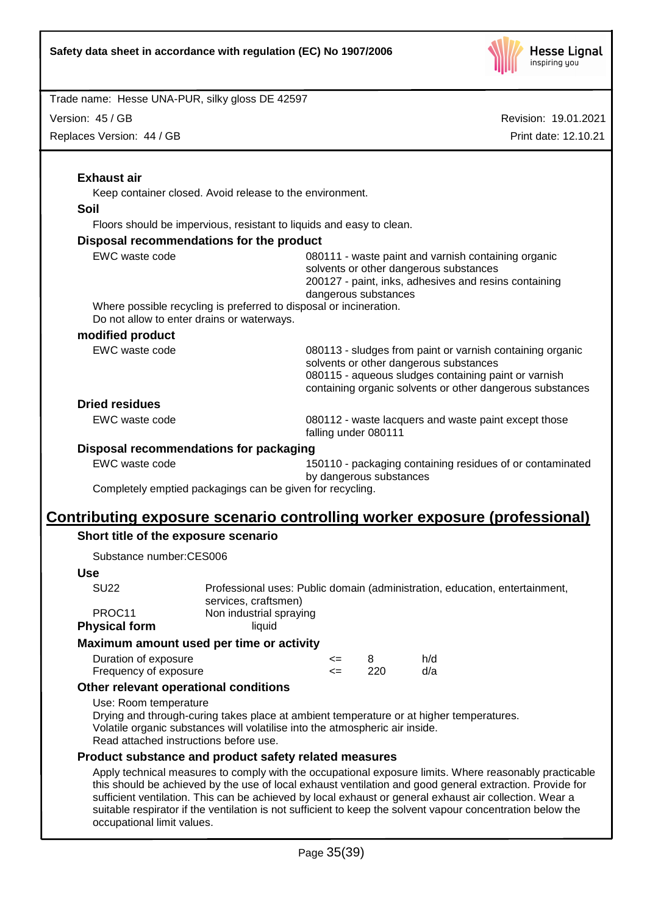**Exhaust air**

Keep container closed. Avoid release to the environment.

**Soil**

Floors should be impervious, resistant to liquids and easy to clean.

**Disposal recommendations for the product**

| | |
|---|---|
| EWC waste code | 080111 - waste paint and varnish containing organic solvents or other dangerous substances<br>200127 - paint, inks, adhesives and resins containing dangerous substances |

Where possible recycling is preferred to disposal or incineration.
Do not allow to enter drains or waterways.

**modified product**

| | |
|---|---|
| EWC waste code | 080113 - sludges from paint or varnish containing organic solvents or other dangerous substances<br>080115 - aqueous sludges containing paint or varnish containing organic solvents or other dangerous substances |

**Dried residues**

| | |
|---|---|
| EWC waste code | 080112 - waste lacquers and waste paint except those falling under 080111 |

**Disposal recommendations for packaging**

| | |
|---|---|
| EWC waste code | 150110 - packaging containing residues of or contaminated by dangerous substances |

Completely emptied packagings can be given for recycling.

## Contributing exposure scenario controlling worker exposure (professional)

**Short title of the exposure scenario**

Substance number:CES006

**Use**

| | |
|---|---|
| SU22 | Professional uses: Public domain (administration, education, entertainment, services, craftsmen) |
| PROC11 | Non industrial spraying |

**Physical form** liquid

**Maximum amount used per time or activity**

| | | | |
|---|---|---|---|
| Duration of exposure | <= | 8 | h/d |
| Frequency of exposure | <= | 220 | d/a |

**Other relevant operational conditions**

Use: Room temperature
Drying and through-curing takes place at ambient temperature or at higher temperatures.
Volatile organic substances will volatilise into the atmospheric air inside.
Read attached instructions before use.

**Product substance and product safety related measures**

Apply technical measures to comply with the occupational exposure limits. Where reasonably practicable this should be achieved by the use of local exhaust ventilation and good general extraction. Provide for sufficient ventilation. This can be achieved by local exhaust or general exhaust air collection. Wear a suitable respirator if the ventilation is not sufficient to keep the solvent vapour concentration below the occupational limit values.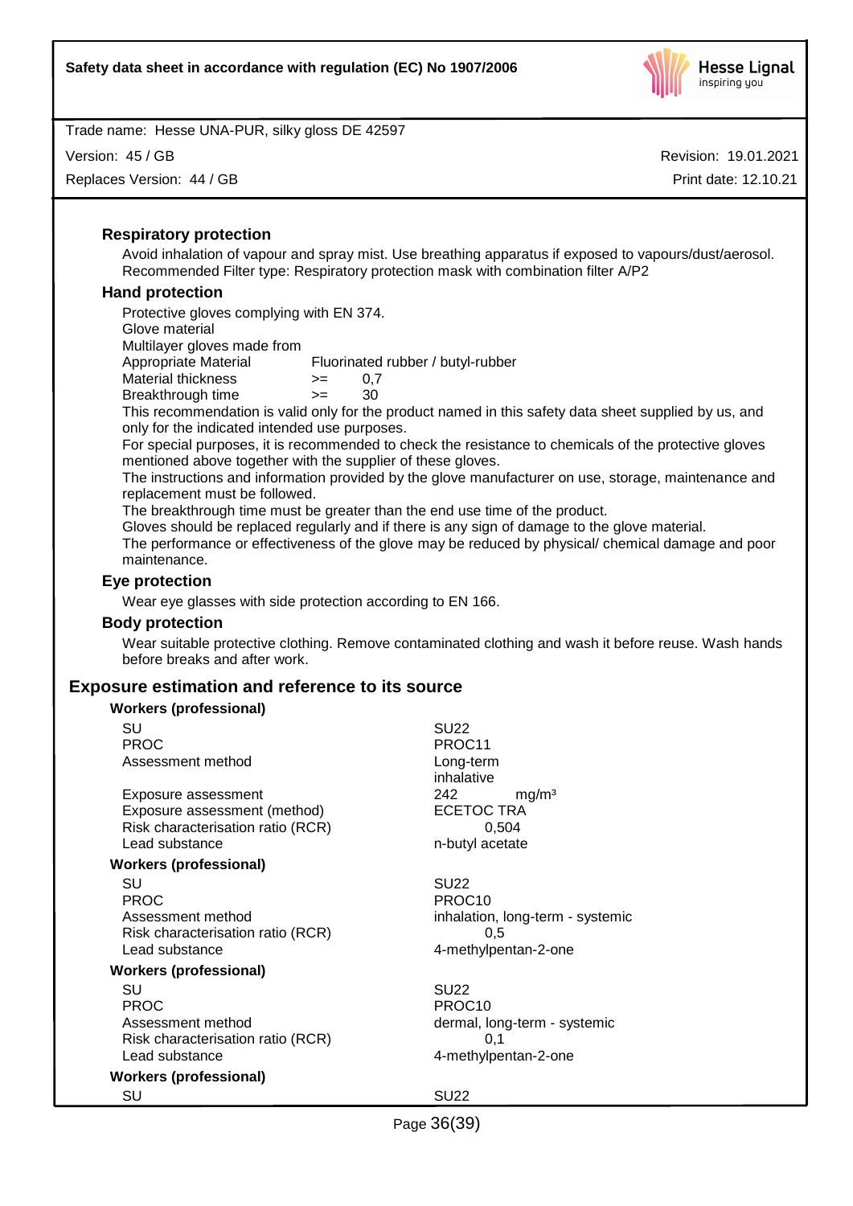### Respiratory protection

Avoid inhalation of vapour and spray mist. Use breathing apparatus if exposed to vapours/dust/aerosol. Recommended Filter type: Respiratory protection mask with combination filter A/P2

### Hand protection

Protective gloves complying with EN 374.

Glove material

Multilayer gloves made from

| | | |
|---|---|---|
| Appropriate Material | Fluorinated rubber / butyl-rubber | |
| Material thickness | >= | 0,7 |
| Breakthrough time | >= | 30 |

This recommendation is valid only for the product named in this safety data sheet supplied by us, and only for the indicated intended use purposes.

For special purposes, it is recommended to check the resistance to chemicals of the protective gloves mentioned above together with the supplier of these gloves.

The instructions and information provided by the glove manufacturer on use, storage, maintenance and replacement must be followed.

The breakthrough time must be greater than the end use time of the product.

Gloves should be replaced regularly and if there is any sign of damage to the glove material.

The performance or effectiveness of the glove may be reduced by physical/ chemical damage and poor maintenance.

### Eye protection

Wear eye glasses with side protection according to EN 166.

### Body protection

Wear suitable protective clothing. Remove contaminated clothing and wash it before reuse. Wash hands before breaks and after work.

## Exposure estimation and reference to its source

**Workers (professional)**

| | |
|---|---|
| SU | SU22 |
| PROC | PROC11 |
| Assessment method | Long-term inhalative |
| Exposure assessment | 242 mg/m³ |
| Exposure assessment (method) | ECETOC TRA |
| Risk characterisation ratio (RCR) | 0,504 |
| Lead substance | n-butyl acetate |

**Workers (professional)**

| | |
|---|---|
| SU | SU22 |
| PROC | PROC10 |
| Assessment method | inhalation, long-term - systemic |
| Risk characterisation ratio (RCR) | 0,5 |
| Lead substance | 4-methylpentan-2-one |

**Workers (professional)**

| | |
|---|---|
| SU | SU22 |
| PROC | PROC10 |
| Assessment method | dermal, long-term - systemic |
| Risk characterisation ratio (RCR) | 0,1 |
| Lead substance | 4-methylpentan-2-one |

**Workers (professional)**

| | |
|---|---|
| SU | SU22 |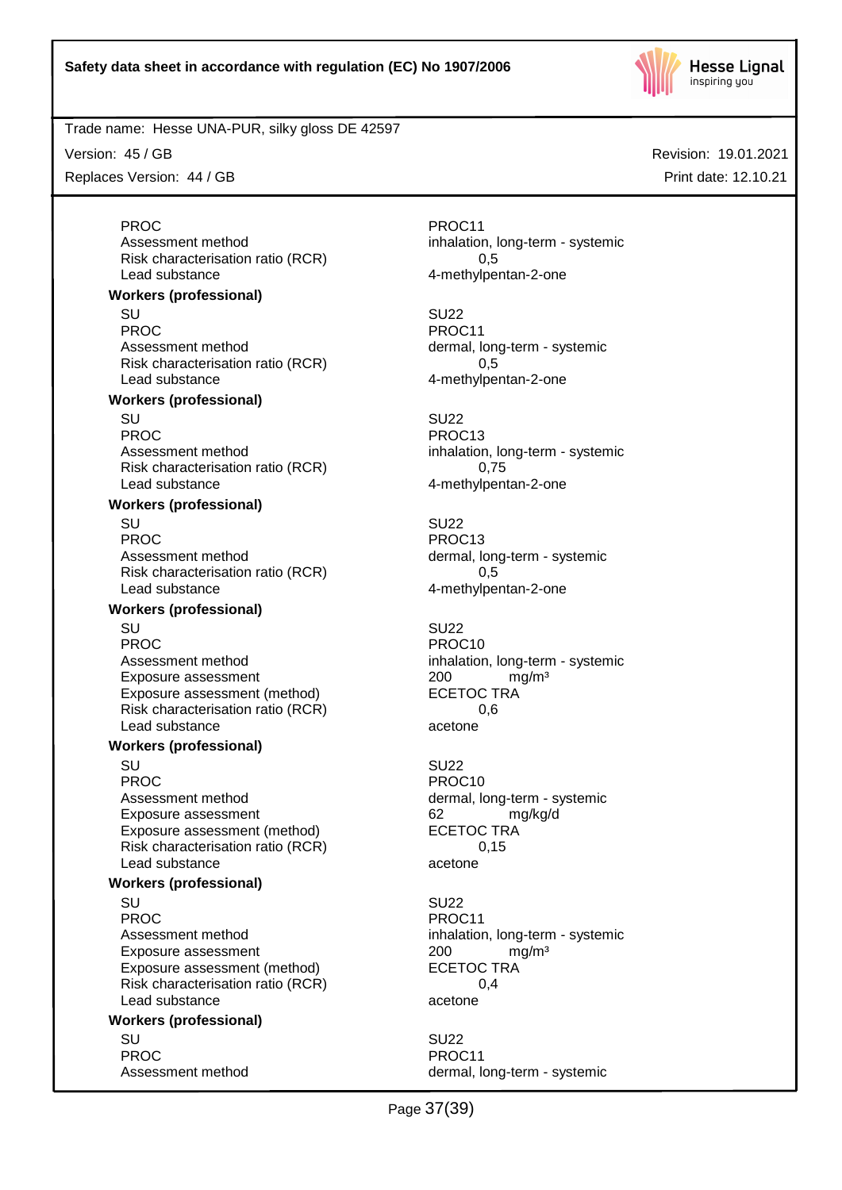| | |
|---|---|
| PROC | PROC11 |
| Assessment method | inhalation, long-term - systemic |
| Risk characterisation ratio (RCR) | 0,5 |
| Lead substance | 4-methylpentan-2-one |

**Workers (professional)**

| | |
|---|---|
| SU | SU22 |
| PROC | PROC11 |
| Assessment method | dermal, long-term - systemic |
| Risk characterisation ratio (RCR) | 0,5 |
| Lead substance | 4-methylpentan-2-one |

**Workers (professional)**

| | |
|---|---|
| SU | SU22 |
| PROC | PROC13 |
| Assessment method | inhalation, long-term - systemic |
| Risk characterisation ratio (RCR) | 0,75 |
| Lead substance | 4-methylpentan-2-one |

**Workers (professional)**

| | |
|---|---|
| SU | SU22 |
| PROC | PROC13 |
| Assessment method | dermal, long-term - systemic |
| Risk characterisation ratio (RCR) | 0,5 |
| Lead substance | 4-methylpentan-2-one |

**Workers (professional)**

| | |
|---|---|
| SU | SU22 |
| PROC | PROC10 |
| Assessment method | inhalation, long-term - systemic |
| Exposure assessment | 200 mg/m³ |
| Exposure assessment (method) | ECETOC TRA |
| Risk characterisation ratio (RCR) | 0,6 |
| Lead substance | acetone |

**Workers (professional)**

| | |
|---|---|
| SU | SU22 |
| PROC | PROC10 |
| Assessment method | dermal, long-term - systemic |
| Exposure assessment | 62 mg/kg/d |
| Exposure assessment (method) | ECETOC TRA |
| Risk characterisation ratio (RCR) | 0,15 |
| Lead substance | acetone |

**Workers (professional)**

| | |
|---|---|
| SU | SU22 |
| PROC | PROC11 |
| Assessment method | inhalation, long-term - systemic |
| Exposure assessment | 200 mg/m³ |
| Exposure assessment (method) | ECETOC TRA |
| Risk characterisation ratio (RCR) | 0,4 |
| Lead substance | acetone |

**Workers (professional)**

| | |
|---|---|
| SU | SU22 |
| PROC | PROC11 |
| Assessment method | dermal, long-term - systemic |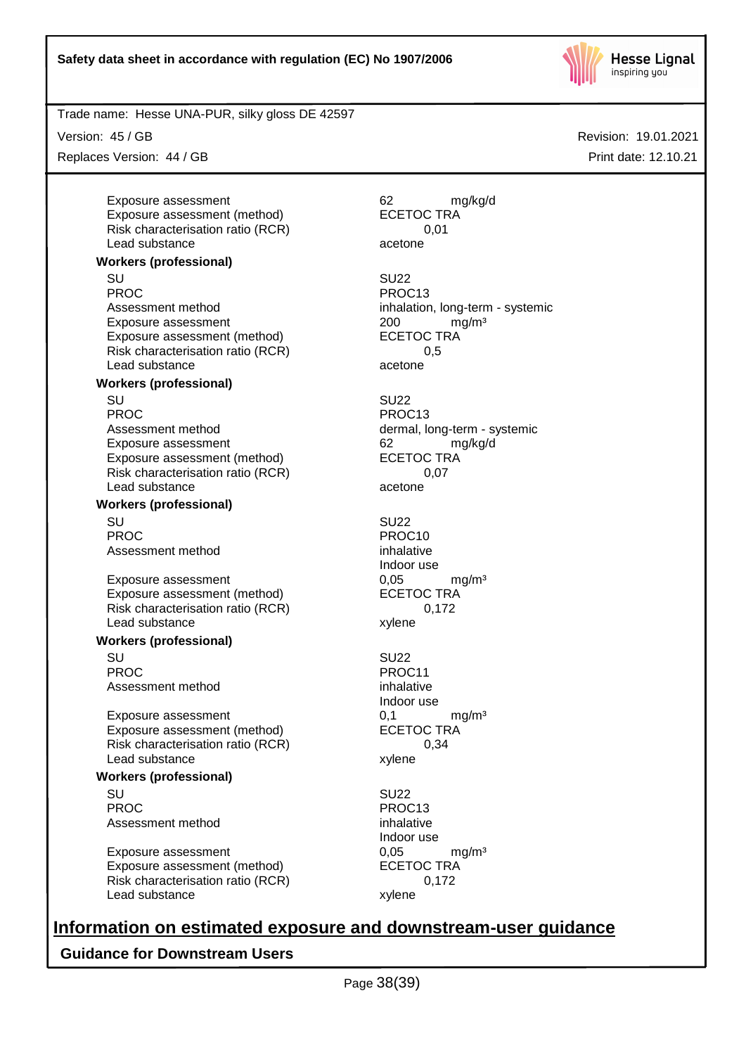| | |
|---|---|
| Exposure assessment | 62 mg/kg/d |
| Exposure assessment (method) | ECETOC TRA |
| Risk characterisation ratio (RCR) | 0,01 |
| Lead substance | acetone |

**Workers (professional)**

| | |
|---|---|
| SU | SU22 |
| PROC | PROC13 |
| Assessment method | inhalation, long-term - systemic |
| Exposure assessment | 200 mg/m³ |
| Exposure assessment (method) | ECETOC TRA |
| Risk characterisation ratio (RCR) | 0,5 |
| Lead substance | acetone |

**Workers (professional)**

| | |
|---|---|
| SU | SU22 |
| PROC | PROC13 |
| Assessment method | dermal, long-term - systemic |
| Exposure assessment | 62 mg/kg/d |
| Exposure assessment (method) | ECETOC TRA |
| Risk characterisation ratio (RCR) | 0,07 |
| Lead substance | acetone |

**Workers (professional)**

| | |
|---|---|
| SU | SU22 |
| PROC | PROC10 |
| Assessment method | inhalative<br>Indoor use |
| Exposure assessment | 0,05 mg/m³ |
| Exposure assessment (method) | ECETOC TRA |
| Risk characterisation ratio (RCR) | 0,172 |
| Lead substance | xylene |

**Workers (professional)**

| | |
|---|---|
| SU | SU22 |
| PROC | PROC11 |
| Assessment method | inhalative<br>Indoor use |
| Exposure assessment | 0,1 mg/m³ |
| Exposure assessment (method) | ECETOC TRA |
| Risk characterisation ratio (RCR) | 0,34 |
| Lead substance | xylene |

**Workers (professional)**

| | |
|---|---|
| SU | SU22 |
| PROC | PROC13 |
| Assessment method | inhalative<br>Indoor use |
| Exposure assessment | 0,05 mg/m³ |
| Exposure assessment (method) | ECETOC TRA |
| Risk characterisation ratio (RCR) | 0,172 |
| Lead substance | xylene |

## Information on estimated exposure and downstream-user guidance

### Guidance for Downstream Users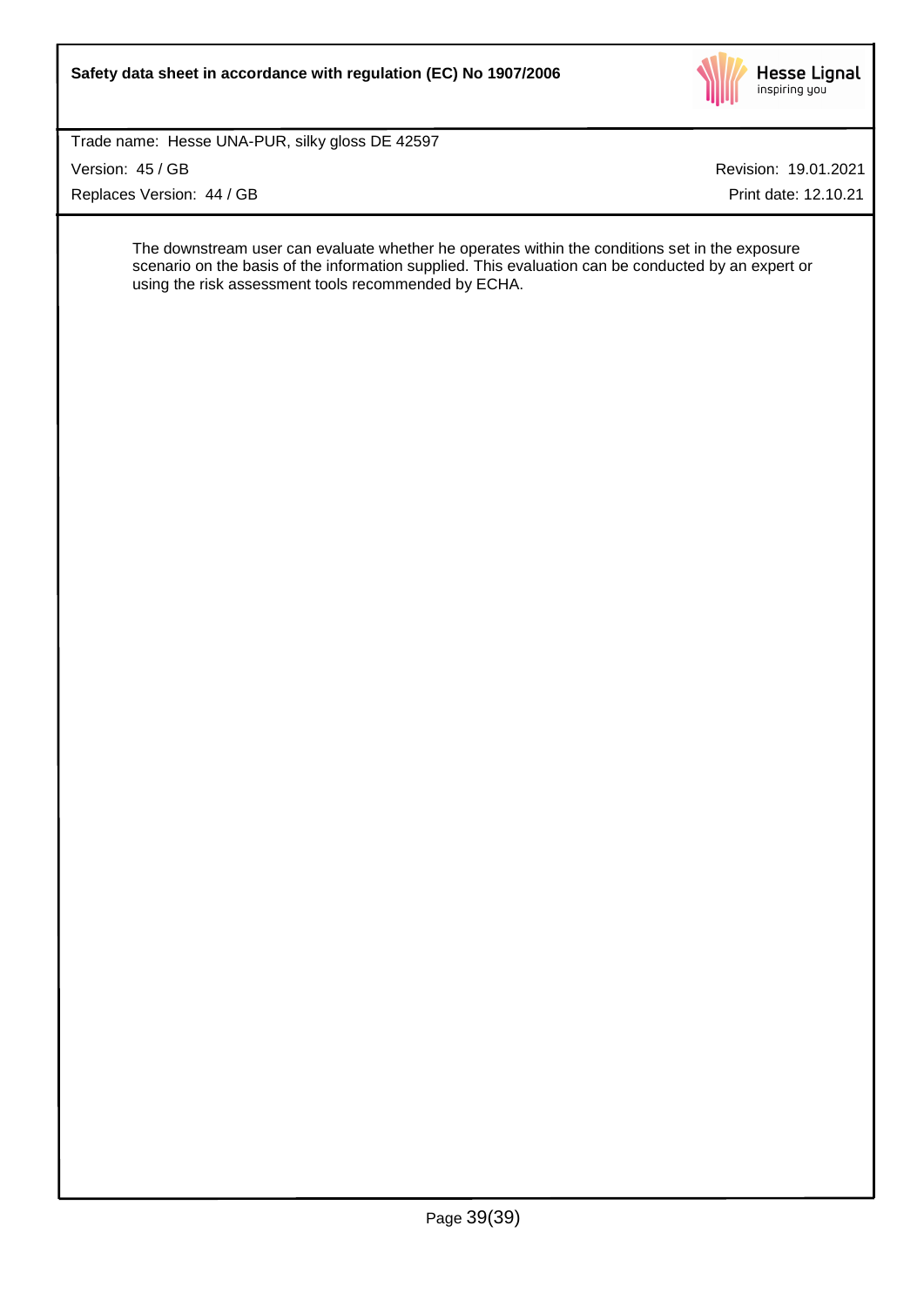The downstream user can evaluate whether he operates within the conditions set in the exposure scenario on the basis of the information supplied. This evaluation can be conducted by an expert or using the risk assessment tools recommended by ECHA.